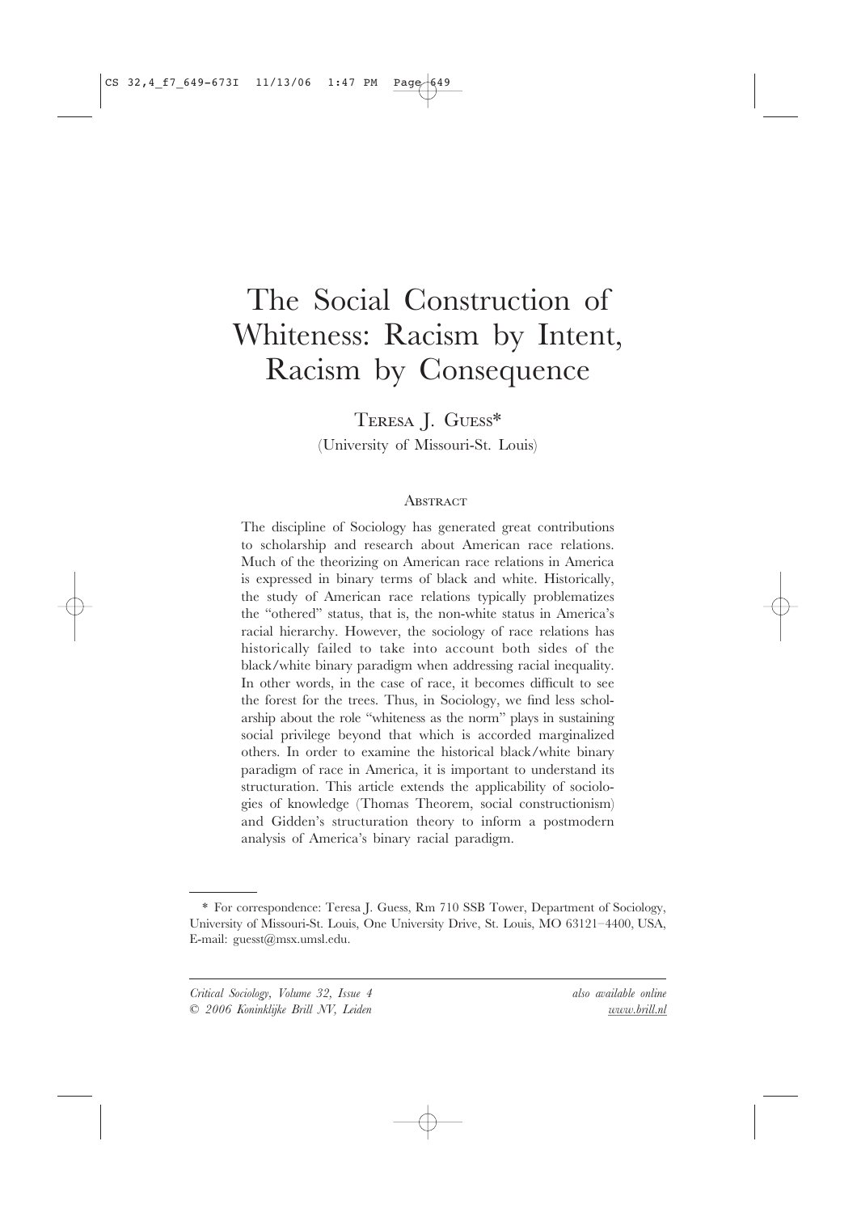# The Social Construction of Whiteness: Racism by Intent, Racism by Consequence

Teresa J. Guess*
(University of Missouri-St. Louis)

## Abstract

The discipline of Sociology has generated great contributions to scholarship and research about American race relations. Much of the theorizing on American race relations in America is expressed in binary terms of black and white. Historically, the study of American race relations typically problematizes the "othered" status, that is, the non-white status in America's racial hierarchy. However, the sociology of race relations has historically failed to take into account both sides of the black/white binary paradigm when addressing racial inequality. In other words, in the case of race, it becomes difficult to see the forest for the trees. Thus, in Sociology, we find less scholarship about the role "whiteness as the norm" plays in sustaining social privilege beyond that which is accorded marginalized others. In order to examine the historical black/white binary paradigm of race in America, it is important to understand its structuration. This article extends the applicability of sociologies of knowledge (Thomas Theorem, social constructionism) and Gidden's structuration theory to inform a postmodern analysis of America's binary racial paradigm.

---

* For correspondence: Teresa J. Guess, Rm 710 SSB Tower, Department of Sociology, University of Missouri-St. Louis, One University Drive, St. Louis, MO 63121–4400, USA, E-mail: guesst@msx.umsl.edu.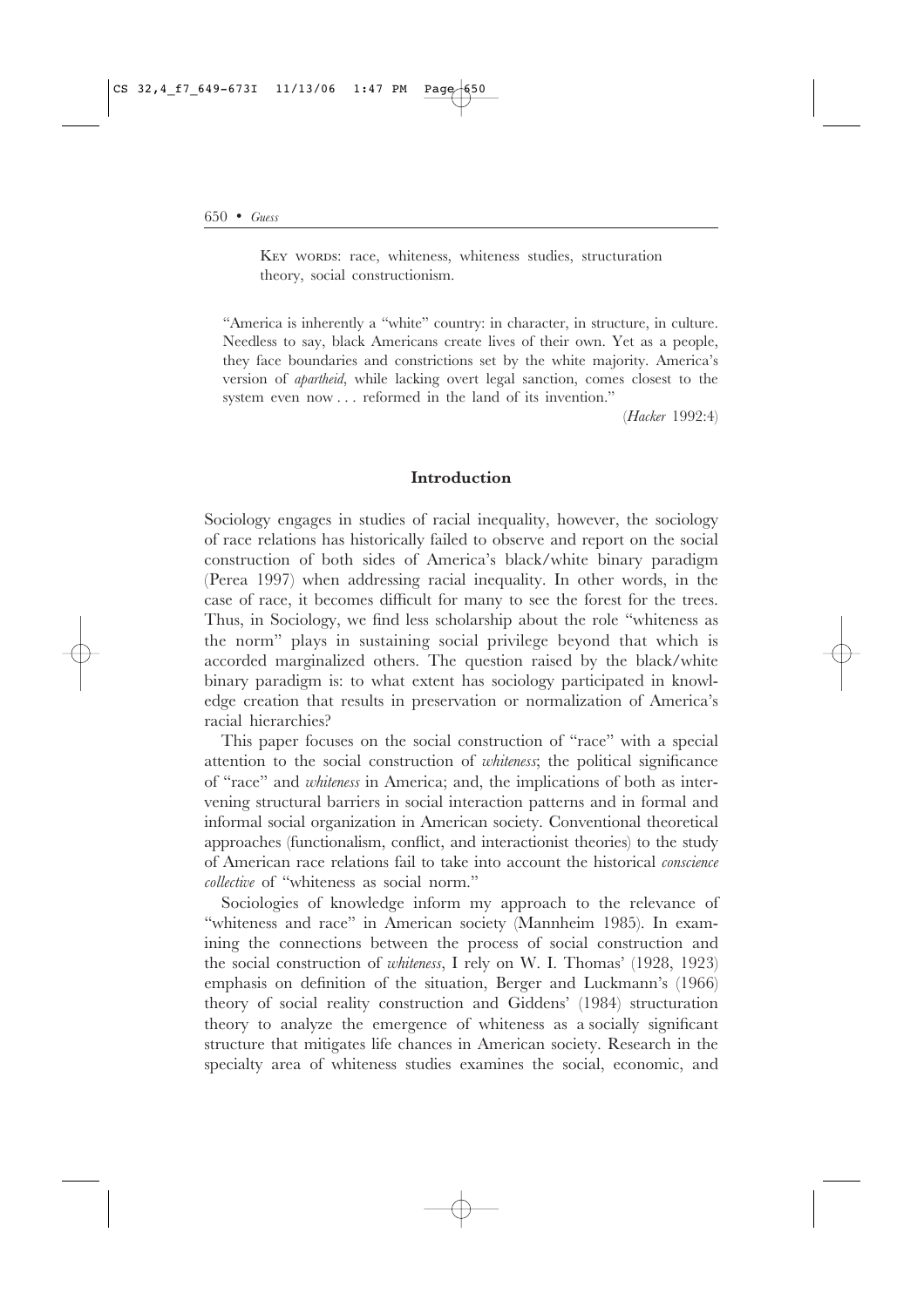KEY WORDS: race, whiteness, whiteness studies, structuration theory, social constructionism.

> "America is inherently a "white" country: in character, in structure, in culture. Needless to say, black Americans create lives of their own. Yet as a people, they face boundaries and constrictions set by the white majority. America's version of *apartheid*, while lacking overt legal sanction, comes closest to the system even now . . . reformed in the land of its invention."
>
> (*Hacker* 1992:4)

## Introduction

Sociology engages in studies of racial inequality, however, the sociology of race relations has historically failed to observe and report on the social construction of both sides of America's black/white binary paradigm (Perea 1997) when addressing racial inequality. In other words, in the case of race, it becomes difficult for many to see the forest for the trees. Thus, in Sociology, we find less scholarship about the role "whiteness as the norm" plays in sustaining social privilege beyond that which is accorded marginalized others. The question raised by the black/white binary paradigm is: to what extent has sociology participated in knowledge creation that results in preservation or normalization of America's racial hierarchies?

This paper focuses on the social construction of "race" with a special attention to the social construction of *whiteness*; the political significance of "race" and *whiteness* in America; and, the implications of both as intervening structural barriers in social interaction patterns and in formal and informal social organization in American society. Conventional theoretical approaches (functionalism, conflict, and interactionist theories) to the study of American race relations fail to take into account the historical *conscience collective* of "whiteness as social norm."

Sociologies of knowledge inform my approach to the relevance of "whiteness and race" in American society (Mannheim 1985). In examining the connections between the process of social construction and the social construction of *whiteness*, I rely on W. I. Thomas' (1928, 1923) emphasis on definition of the situation, Berger and Luckmann's (1966) theory of social reality construction and Giddens' (1984) structuration theory to analyze the emergence of whiteness as a socially significant structure that mitigates life chances in American society. Research in the specialty area of whiteness studies examines the social, economic, and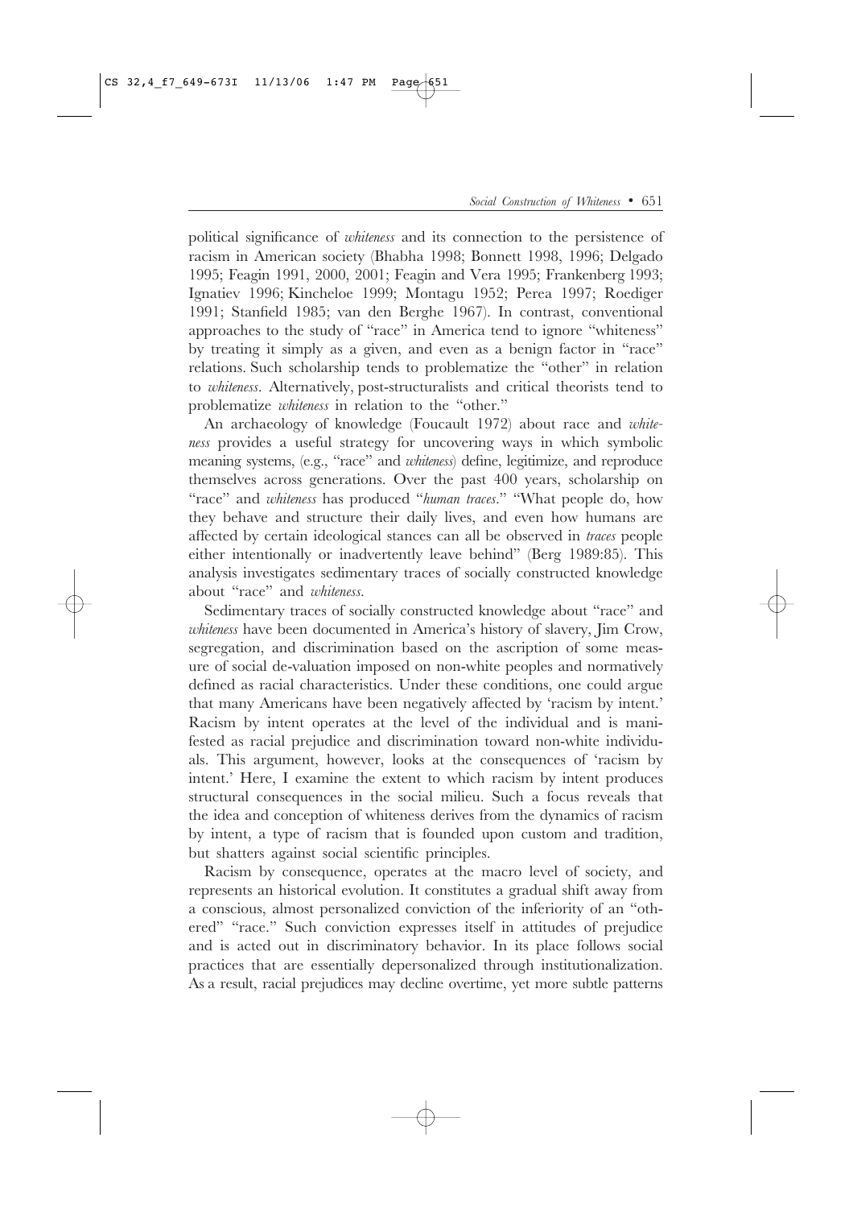political significance of *whiteness* and its connection to the persistence of racism in American society (Bhabha 1998; Bonnett 1998, 1996; Delgado 1995; Feagin 1991, 2000, 2001; Feagin and Vera 1995; Frankenberg 1993; Ignatiev 1996; Kincheloe 1999; Montagu 1952; Perea 1997; Roediger 1991; Stanfield 1985; van den Berghe 1967). In contrast, conventional approaches to the study of "race" in America tend to ignore "whiteness" by treating it simply as a given, and even as a benign factor in "race" relations. Such scholarship tends to problematize the "other" in relation to *whiteness*. Alternatively, post-structuralists and critical theorists tend to problematize *whiteness* in relation to the "other."

An archaeology of knowledge (Foucault 1972) about race and *whiteness* provides a useful strategy for uncovering ways in which symbolic meaning systems, (e.g., "race" and *whiteness*) define, legitimize, and reproduce themselves across generations. Over the past 400 years, scholarship on "race" and *whiteness* has produced "*human traces*." "What people do, how they behave and structure their daily lives, and even how humans are affected by certain ideological stances can all be observed in *traces* people either intentionally or inadvertently leave behind" (Berg 1989:85). This analysis investigates sedimentary traces of socially constructed knowledge about "race" and *whiteness*.

Sedimentary traces of socially constructed knowledge about "race" and *whiteness* have been documented in America's history of slavery, Jim Crow, segregation, and discrimination based on the ascription of some measure of social de-valuation imposed on non-white peoples and normatively defined as racial characteristics. Under these conditions, one could argue that many Americans have been negatively affected by 'racism by intent.' Racism by intent operates at the level of the individual and is manifested as racial prejudice and discrimination toward non-white individuals. This argument, however, looks at the consequences of 'racism by intent.' Here, I examine the extent to which racism by intent produces structural consequences in the social milieu. Such a focus reveals that the idea and conception of whiteness derives from the dynamics of racism by intent, a type of racism that is founded upon custom and tradition, but shatters against social scientific principles.

Racism by consequence, operates at the macro level of society, and represents an historical evolution. It constitutes a gradual shift away from a conscious, almost personalized conviction of the inferiority of an "othered" "race." Such conviction expresses itself in attitudes of prejudice and is acted out in discriminatory behavior. In its place follows social practices that are essentially depersonalized through institutionalization. As a result, racial prejudices may decline overtime, yet more subtle patterns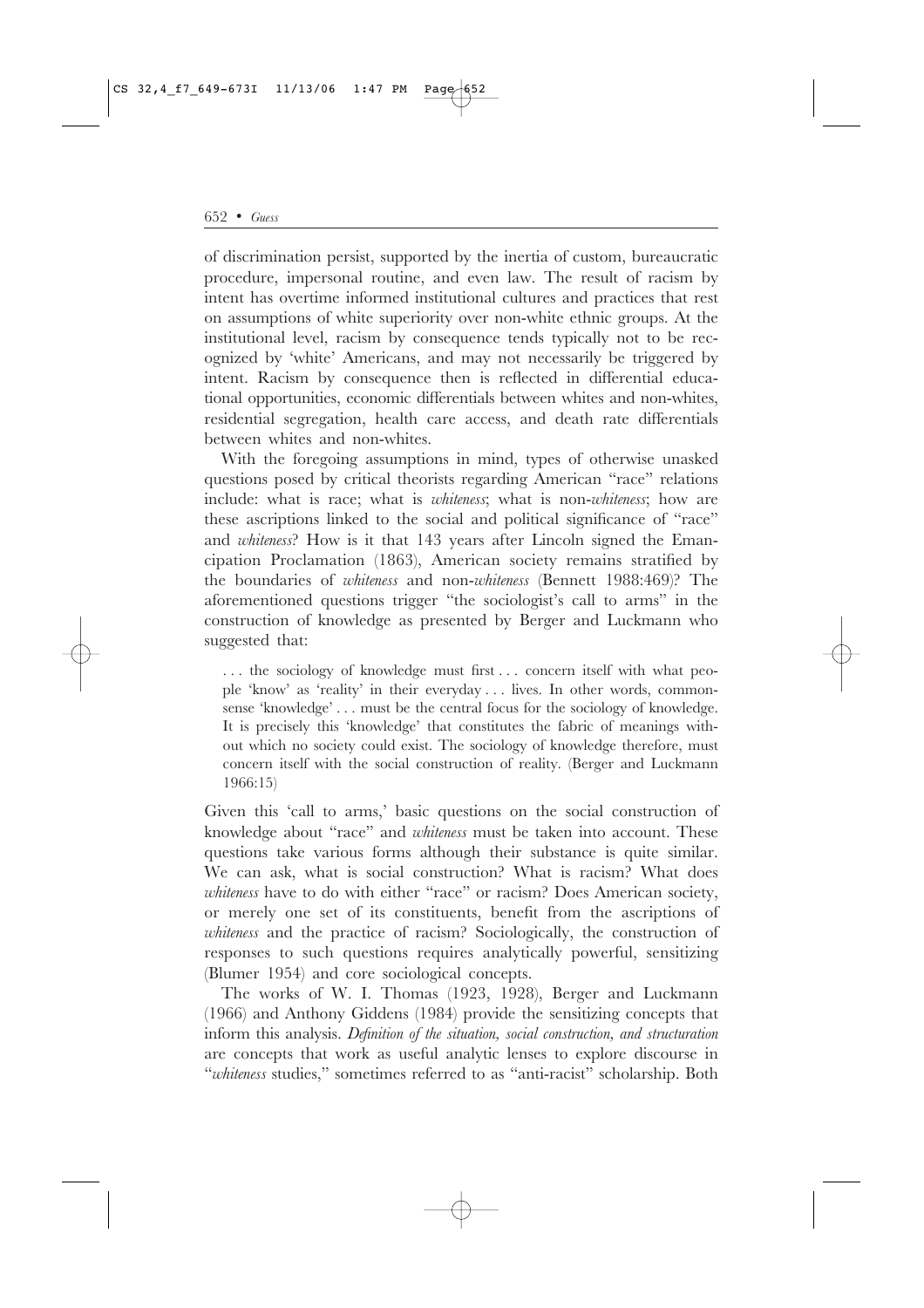of discrimination persist, supported by the inertia of custom, bureaucratic procedure, impersonal routine, and even law. The result of racism by intent has overtime informed institutional cultures and practices that rest on assumptions of white superiority over non-white ethnic groups. At the institutional level, racism by consequence tends typically not to be recognized by 'white' Americans, and may not necessarily be triggered by intent. Racism by consequence then is reflected in differential educational opportunities, economic differentials between whites and non-whites, residential segregation, health care access, and death rate differentials between whites and non-whites.

With the foregoing assumptions in mind, types of otherwise unasked questions posed by critical theorists regarding American "race" relations include: what is race; what is *whiteness*; what is non-*whiteness*; how are these ascriptions linked to the social and political significance of "race" and *whiteness*? How is it that 143 years after Lincoln signed the Emancipation Proclamation (1863), American society remains stratified by the boundaries of *whiteness* and non-*whiteness* (Bennett 1988:469)? The aforementioned questions trigger "the sociologist's call to arms" in the construction of knowledge as presented by Berger and Luckmann who suggested that:

> . . . the sociology of knowledge must first . . . concern itself with what people 'know' as 'reality' in their everyday . . . lives. In other words, commonsense 'knowledge' . . . must be the central focus for the sociology of knowledge. It is precisely this 'knowledge' that constitutes the fabric of meanings without which no society could exist. The sociology of knowledge therefore, must concern itself with the social construction of reality. (Berger and Luckmann 1966:15)

Given this 'call to arms,' basic questions on the social construction of knowledge about "race" and *whiteness* must be taken into account. These questions take various forms although their substance is quite similar. We can ask, what is social construction? What is racism? What does *whiteness* have to do with either "race" or racism? Does American society, or merely one set of its constituents, benefit from the ascriptions of *whiteness* and the practice of racism? Sociologically, the construction of responses to such questions requires analytically powerful, sensitizing (Blumer 1954) and core sociological concepts.

The works of W. I. Thomas (1923, 1928), Berger and Luckmann (1966) and Anthony Giddens (1984) provide the sensitizing concepts that inform this analysis. *Definition of the situation, social construction, and structuration* are concepts that work as useful analytic lenses to explore discourse in "*whiteness* studies," sometimes referred to as "anti-racist" scholarship. Both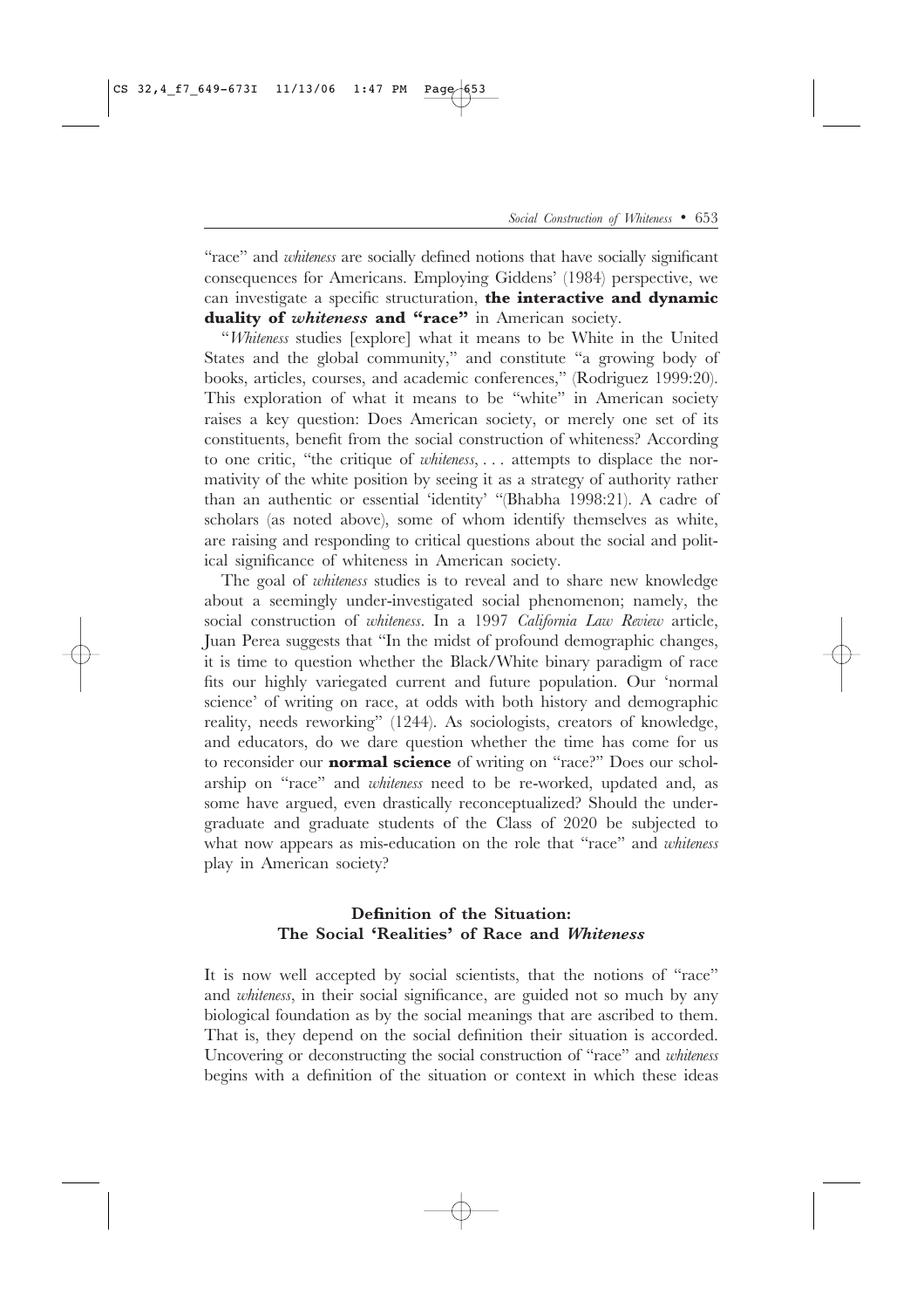"race" and *whiteness* are socially defined notions that have socially significant consequences for Americans. Employing Giddens' (1984) perspective, we can investigate a specific structuration, **the interactive and dynamic duality of *whiteness* and "race"** in American society.

"*Whiteness* studies [explore] what it means to be White in the United States and the global community," and constitute "a growing body of books, articles, courses, and academic conferences," (Rodriguez 1999:20). This exploration of what it means to be "white" in American society raises a key question: Does American society, or merely one set of its constituents, benefit from the social construction of whiteness? According to one critic, "the critique of *whiteness*, . . . attempts to displace the normativity of the white position by seeing it as a strategy of authority rather than an authentic or essential 'identity' "(Bhabha 1998:21). A cadre of scholars (as noted above), some of whom identify themselves as white, are raising and responding to critical questions about the social and political significance of whiteness in American society.

The goal of *whiteness* studies is to reveal and to share new knowledge about a seemingly under-investigated social phenomenon; namely, the social construction of *whiteness*. In a 1997 *California Law Review* article, Juan Perea suggests that "In the midst of profound demographic changes, it is time to question whether the Black/White binary paradigm of race fits our highly variegated current and future population. Our 'normal science' of writing on race, at odds with both history and demographic reality, needs reworking" (1244). As sociologists, creators of knowledge, and educators, do we dare question whether the time has come for us to reconsider our **normal science** of writing on "race?" Does our scholarship on "race" and *whiteness* need to be re-worked, updated and, as some have argued, even drastically reconceptualized? Should the undergraduate and graduate students of the Class of 2020 be subjected to what now appears as mis-education on the role that "race" and *whiteness* play in American society?

## Definition of the Situation: The Social 'Realities' of Race and *Whiteness*

It is now well accepted by social scientists, that the notions of "race" and *whiteness*, in their social significance, are guided not so much by any biological foundation as by the social meanings that are ascribed to them. That is, they depend on the social definition their situation is accorded. Uncovering or deconstructing the social construction of "race" and *whiteness* begins with a definition of the situation or context in which these ideas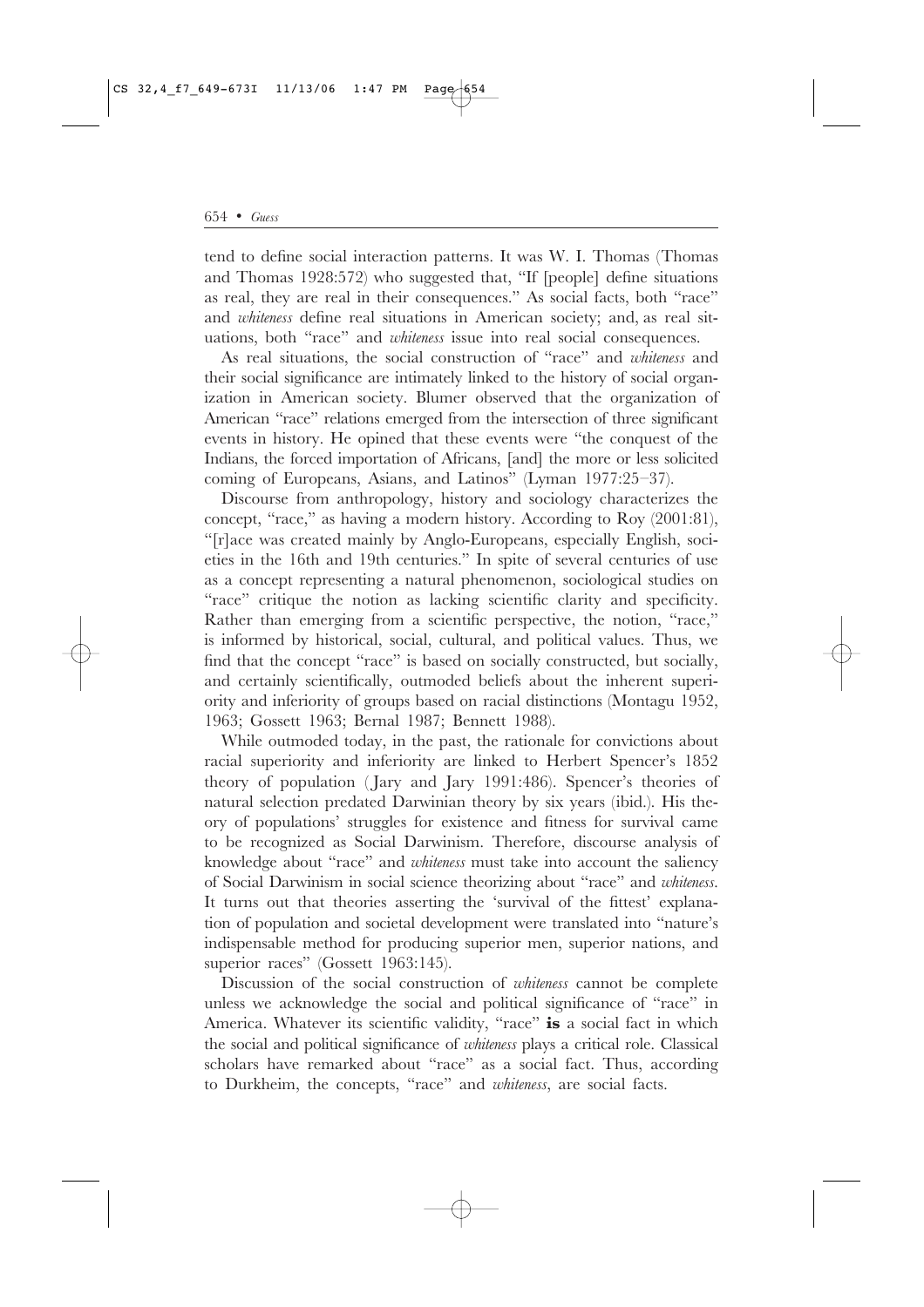tend to define social interaction patterns. It was W. I. Thomas (Thomas and Thomas 1928:572) who suggested that, "If [people] define situations as real, they are real in their consequences." As social facts, both "race" and *whiteness* define real situations in American society; and, as real situations, both "race" and *whiteness* issue into real social consequences.

As real situations, the social construction of "race" and *whiteness* and their social significance are intimately linked to the history of social organization in American society. Blumer observed that the organization of American "race" relations emerged from the intersection of three significant events in history. He opined that these events were "the conquest of the Indians, the forced importation of Africans, [and] the more or less solicited coming of Europeans, Asians, and Latinos" (Lyman 1977:25–37).

Discourse from anthropology, history and sociology characterizes the concept, "race," as having a modern history. According to Roy (2001:81), "[r]ace was created mainly by Anglo-Europeans, especially English, societies in the 16th and 19th centuries." In spite of several centuries of use as a concept representing a natural phenomenon, sociological studies on "race" critique the notion as lacking scientific clarity and specificity. Rather than emerging from a scientific perspective, the notion, "race," is informed by historical, social, cultural, and political values. Thus, we find that the concept "race" is based on socially constructed, but socially, and certainly scientifically, outmoded beliefs about the inherent superiority and inferiority of groups based on racial distinctions (Montagu 1952, 1963; Gossett 1963; Bernal 1987; Bennett 1988).

While outmoded today, in the past, the rationale for convictions about racial superiority and inferiority are linked to Herbert Spencer's 1852 theory of population (Jary and Jary 1991:486). Spencer's theories of natural selection predated Darwinian theory by six years (ibid.). His theory of populations' struggles for existence and fitness for survival came to be recognized as Social Darwinism. Therefore, discourse analysis of knowledge about "race" and *whiteness* must take into account the saliency of Social Darwinism in social science theorizing about "race" and *whiteness*. It turns out that theories asserting the 'survival of the fittest' explanation of population and societal development were translated into "nature's indispensable method for producing superior men, superior nations, and superior races" (Gossett 1963:145).

Discussion of the social construction of *whiteness* cannot be complete unless we acknowledge the social and political significance of "race" in America. Whatever its scientific validity, "race" **is** a social fact in which the social and political significance of *whiteness* plays a critical role. Classical scholars have remarked about "race" as a social fact. Thus, according to Durkheim, the concepts, "race" and *whiteness*, are social facts.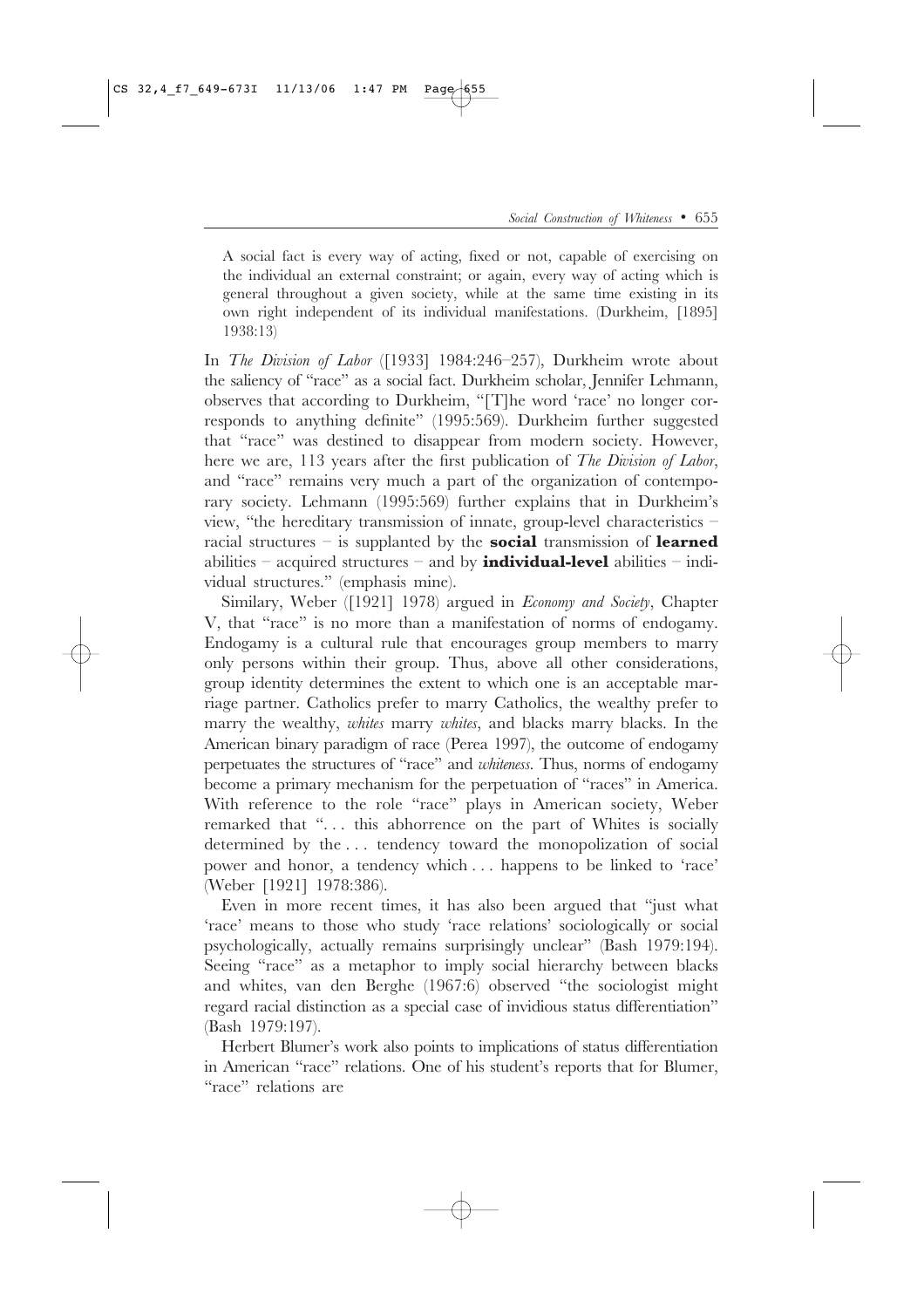> A social fact is every way of acting, fixed or not, capable of exercising on the individual an external constraint; or again, every way of acting which is general throughout a given society, while at the same time existing in its own right independent of its individual manifestations. (Durkheim, [1895] 1938:13)

In *The Division of Labor* ([1933] 1984:246–257), Durkheim wrote about the saliency of "race" as a social fact. Durkheim scholar, Jennifer Lehmann, observes that according to Durkheim, "[T]he word 'race' no longer corresponds to anything definite" (1995:569). Durkheim further suggested that "race" was destined to disappear from modern society. However, here we are, 113 years after the first publication of *The Division of Labor*, and "race" remains very much a part of the organization of contemporary society. Lehmann (1995:569) further explains that in Durkheim's view, "the hereditary transmission of innate, group-level characteristics – racial structures – is supplanted by the **social** transmission of **learned** abilities – acquired structures – and by **individual-level** abilities – individual structures." (emphasis mine).

Similary, Weber ([1921] 1978) argued in *Economy and Society*, Chapter V, that "race" is no more than a manifestation of norms of endogamy. Endogamy is a cultural rule that encourages group members to marry only persons within their group. Thus, above all other considerations, group identity determines the extent to which one is an acceptable marriage partner. Catholics prefer to marry Catholics, the wealthy prefer to marry the wealthy, *whites* marry *whites*, and blacks marry blacks. In the American binary paradigm of race (Perea 1997), the outcome of endogamy perpetuates the structures of "race" and *whiteness*. Thus, norms of endogamy become a primary mechanism for the perpetuation of "races" in America. With reference to the role "race" plays in American society, Weber remarked that ". . . this abhorrence on the part of Whites is socially determined by the . . . tendency toward the monopolization of social power and honor, a tendency which . . . happens to be linked to 'race' (Weber [1921] 1978:386).

Even in more recent times, it has also been argued that "just what 'race' means to those who study 'race relations' sociologically or social psychologically, actually remains surprisingly unclear" (Bash 1979:194). Seeing "race" as a metaphor to imply social hierarchy between blacks and whites, van den Berghe (1967:6) observed "the sociologist might regard racial distinction as a special case of invidious status differentiation" (Bash 1979:197).

Herbert Blumer's work also points to implications of status differentiation in American "race" relations. One of his student's reports that for Blumer, "race" relations are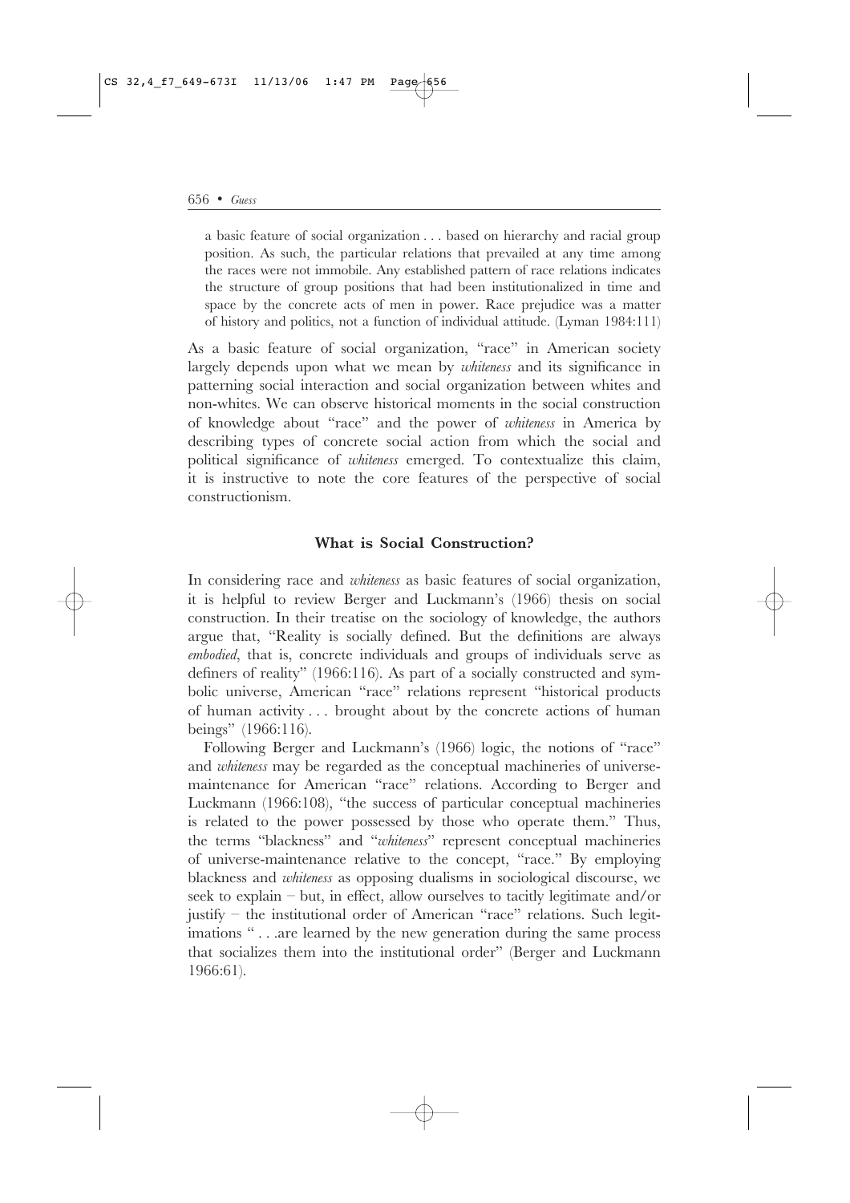> a basic feature of social organization . . . based on hierarchy and racial group position. As such, the particular relations that prevailed at any time among the races were not immobile. Any established pattern of race relations indicates the structure of group positions that had been institutionalized in time and space by the concrete acts of men in power. Race prejudice was a matter of history and politics, not a function of individual attitude. (Lyman 1984:111)

As a basic feature of social organization, "race" in American society largely depends upon what we mean by *whiteness* and its significance in patterning social interaction and social organization between whites and non-whites. We can observe historical moments in the social construction of knowledge about "race" and the power of *whiteness* in America by describing types of concrete social action from which the social and political significance of *whiteness* emerged. To contextualize this claim, it is instructive to note the core features of the perspective of social constructionism.

## What is Social Construction?

In considering race and *whiteness* as basic features of social organization, it is helpful to review Berger and Luckmann's (1966) thesis on social construction. In their treatise on the sociology of knowledge, the authors argue that, "Reality is socially defined. But the definitions are always *embodied*, that is, concrete individuals and groups of individuals serve as definers of reality" (1966:116). As part of a socially constructed and symbolic universe, American "race" relations represent "historical products of human activity . . . brought about by the concrete actions of human beings" (1966:116).

Following Berger and Luckmann's (1966) logic, the notions of "race" and *whiteness* may be regarded as the conceptual machineries of universe-maintenance for American "race" relations. According to Berger and Luckmann (1966:108), "the success of particular conceptual machineries is related to the power possessed by those who operate them." Thus, the terms "blackness" and "*whiteness*" represent conceptual machineries of universe-maintenance relative to the concept, "race." By employing blackness and *whiteness* as opposing dualisms in sociological discourse, we seek to explain – but, in effect, allow ourselves to tacitly legitimate and/or justify – the institutional order of American "race" relations. Such legitimations " . . .are learned by the new generation during the same process that socializes them into the institutional order" (Berger and Luckmann 1966:61).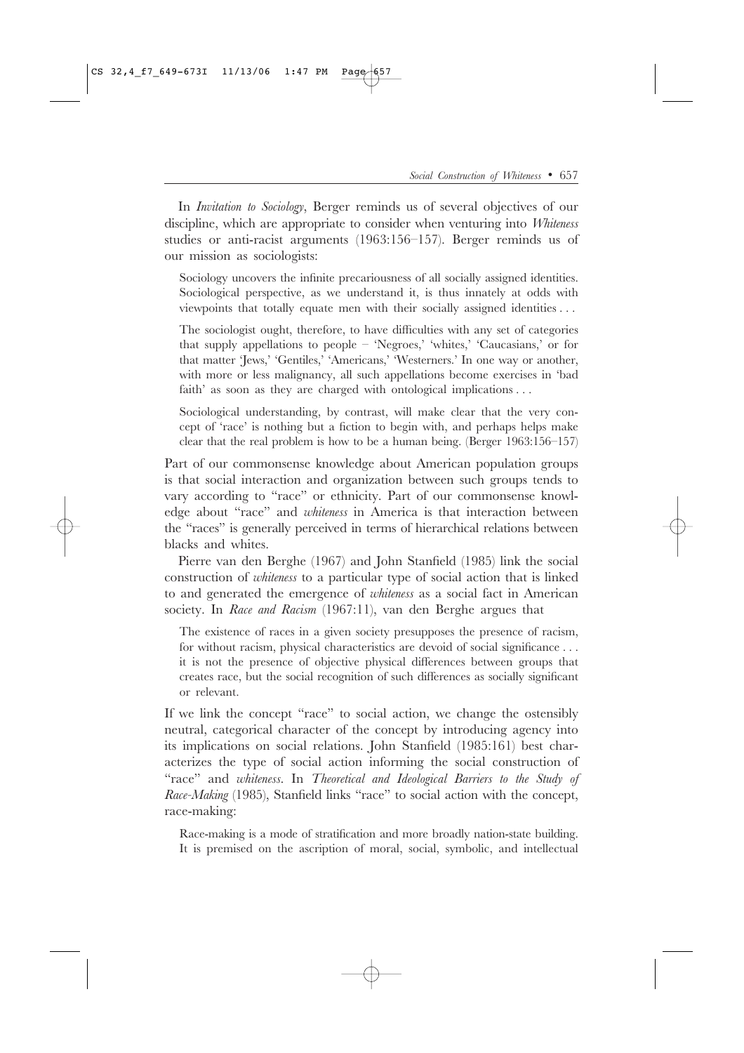In *Invitation to Sociology*, Berger reminds us of several objectives of our discipline, which are appropriate to consider when venturing into *Whiteness* studies or anti-racist arguments (1963:156–157). Berger reminds us of our mission as sociologists:

> Sociology uncovers the infinite precariousness of all socially assigned identities. Sociological perspective, as we understand it, is thus innately at odds with viewpoints that totally equate men with their socially assigned identities . . .
>
> The sociologist ought, therefore, to have difficulties with any set of categories that supply appellations to people – 'Negroes,' 'whites,' 'Caucasians,' or for that matter 'Jews,' 'Gentiles,' 'Americans,' 'Westerners.' In one way or another, with more or less malignancy, all such appellations become exercises in 'bad faith' as soon as they are charged with ontological implications . . .
>
> Sociological understanding, by contrast, will make clear that the very concept of 'race' is nothing but a fiction to begin with, and perhaps helps make clear that the real problem is how to be a human being. (Berger 1963:156–157)

Part of our commonsense knowledge about American population groups is that social interaction and organization between such groups tends to vary according to "race" or ethnicity. Part of our commonsense knowledge about "race" and *whiteness* in America is that interaction between the "races" is generally perceived in terms of hierarchical relations between blacks and whites.

Pierre van den Berghe (1967) and John Stanfield (1985) link the social construction of *whiteness* to a particular type of social action that is linked to and generated the emergence of *whiteness* as a social fact in American society. In *Race and Racism* (1967:11), van den Berghe argues that

> The existence of races in a given society presupposes the presence of racism, for without racism, physical characteristics are devoid of social significance . . . it is not the presence of objective physical differences between groups that creates race, but the social recognition of such differences as socially significant or relevant.

If we link the concept "race" to social action, we change the ostensibly neutral, categorical character of the concept by introducing agency into its implications on social relations. John Stanfield (1985:161) best characterizes the type of social action informing the social construction of "race" and *whiteness*. In *Theoretical and Ideological Barriers to the Study of Race-Making* (1985), Stanfield links "race" to social action with the concept, race-making:

> Race-making is a mode of stratification and more broadly nation-state building. It is premised on the ascription of moral, social, symbolic, and intellectual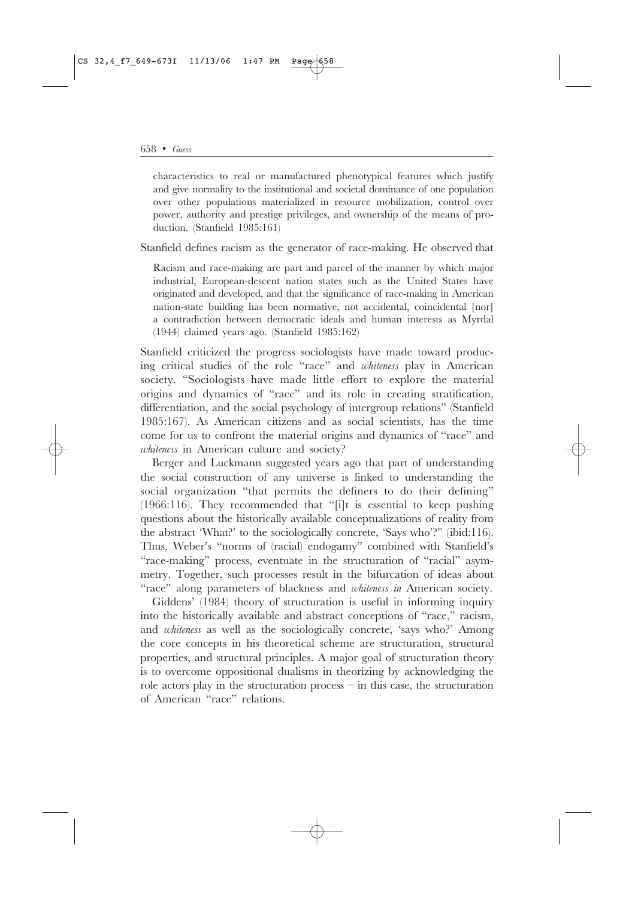> characteristics to real or manufactured phenotypical features which justify and give normality to the institutional and societal dominance of one population over other populations materialized in resource mobilization, control over power, authority and prestige privileges, and ownership of the means of production. (Stanfield 1985:161)

Stanfield defines racism as the generator of race-making. He observed that

> Racism and race-making are part and parcel of the manner by which major industrial, European-descent nation states such as the United States have originated and developed, and that the significance of race-making in American nation-state building has been normative, not accidental, coincidental [nor] a contradiction between democratic ideals and human interests as Myrdal (1944) claimed years ago. (Stanfield 1985:162)

Stanfield criticized the progress sociologists have made toward producing critical studies of the role "race" and *whiteness* play in American society. "Sociologists have made little effort to explore the material origins and dynamics of "race" and its role in creating stratification, differentiation, and the social psychology of intergroup relations" (Stanfield 1985:167). As American citizens and as social scientists, has the time come for us to confront the material origins and dynamics of "race" and *whiteness* in American culture and society?

Berger and Luckmann suggested years ago that part of understanding the social construction of any universe is linked to understanding the social organization "that permits the definers to do their defining" (1966:116). They recommended that "[i]t is essential to keep pushing questions about the historically available conceptualizations of reality from the abstract 'What?' to the sociologically concrete, 'Says who'?" (ibid:116). Thus, Weber's "norms of (racial) endogamy" combined with Stanfield's "race-making" process, eventuate in the structuration of "racial" asymmetry. Together, such processes result in the bifurcation of ideas about "race" along parameters of blackness and *whiteness in* American society.

Giddens' (1984) theory of structuration is useful in informing inquiry into the historically available and abstract conceptions of "race," racism, and *whiteness* as well as the sociologically concrete, 'says who?' Among the core concepts in his theoretical scheme are structuration, structural properties, and structural principles. A major goal of structuration theory is to overcome oppositional dualisms in theorizing by acknowledging the role actors play in the structuration process – in this case, the structuration of American "race" relations.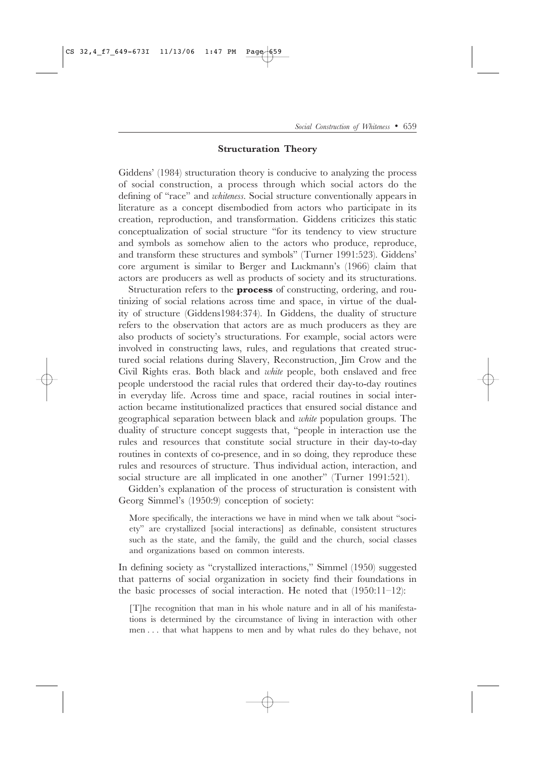## Structuration Theory

Giddens' (1984) structuration theory is conducive to analyzing the process of social construction, a process through which social actors do the defining of "race" and *whiteness*. Social structure conventionally appears in literature as a concept disembodied from actors who participate in its creation, reproduction, and transformation. Giddens criticizes this static conceptualization of social structure "for its tendency to view structure and symbols as somehow alien to the actors who produce, reproduce, and transform these structures and symbols" (Turner 1991:523). Giddens' core argument is similar to Berger and Luckmann's (1966) claim that actors are producers as well as products of society and its structurations.

Structuration refers to the **process** of constructing, ordering, and routinizing of social relations across time and space, in virtue of the duality of structure (Giddens1984:374). In Giddens, the duality of structure refers to the observation that actors are as much producers as they are also products of society's structurations. For example, social actors were involved in constructing laws, rules, and regulations that created structured social relations during Slavery, Reconstruction, Jim Crow and the Civil Rights eras. Both black and *white* people, both enslaved and free people understood the racial rules that ordered their day-to-day routines in everyday life. Across time and space, racial routines in social interaction became institutionalized practices that ensured social distance and geographical separation between black and *white* population groups. The duality of structure concept suggests that, "people in interaction use the rules and resources that constitute social structure in their day-to-day routines in contexts of co-presence, and in so doing, they reproduce these rules and resources of structure. Thus individual action, interaction, and social structure are all implicated in one another" (Turner 1991:521).

Gidden's explanation of the process of structuration is consistent with Georg Simmel's (1950:9) conception of society:

> More specifically, the interactions we have in mind when we talk about "society" are crystallized [social interactions] as definable, consistent structures such as the state, and the family, the guild and the church, social classes and organizations based on common interests.

In defining society as "crystallized interactions," Simmel (1950) suggested that patterns of social organization in society find their foundations in the basic processes of social interaction. He noted that (1950:11–12):

> [T]he recognition that man in his whole nature and in all of his manifestations is determined by the circumstance of living in interaction with other men . . . that what happens to men and by what rules do they behave, not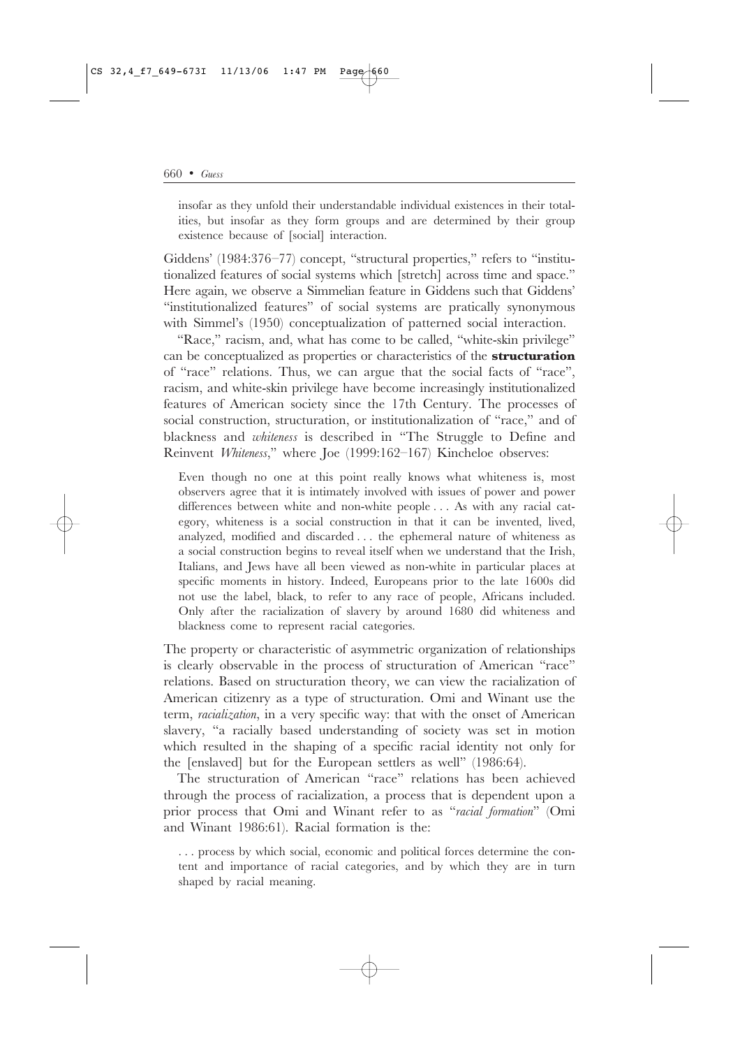> insofar as they unfold their understandable individual existences in their totalities, but insofar as they form groups and are determined by their group existence because of [social] interaction.

Giddens' (1984:376–77) concept, "structural properties," refers to "institutionalized features of social systems which [stretch] across time and space." Here again, we observe a Simmelian feature in Giddens such that Giddens' "institutionalized features" of social systems are pratically synonymous with Simmel's (1950) conceptualization of patterned social interaction.

"Race," racism, and, what has come to be called, "white-skin privilege" can be conceptualized as properties or characteristics of the **structuration** of "race" relations. Thus, we can argue that the social facts of "race", racism, and white-skin privilege have become increasingly institutionalized features of American society since the 17th Century. The processes of social construction, structuration, or institutionalization of "race," and of blackness and *whiteness* is described in "The Struggle to Define and Reinvent *Whiteness*," where Joe (1999:162–167) Kincheloe observes:

> Even though no one at this point really knows what whiteness is, most observers agree that it is intimately involved with issues of power and power differences between white and non-white people . . . As with any racial category, whiteness is a social construction in that it can be invented, lived, analyzed, modified and discarded . . . the ephemeral nature of whiteness as a social construction begins to reveal itself when we understand that the Irish, Italians, and Jews have all been viewed as non-white in particular places at specific moments in history. Indeed, Europeans prior to the late 1600s did not use the label, black, to refer to any race of people, Africans included. Only after the racialization of slavery by around 1680 did whiteness and blackness come to represent racial categories.

The property or characteristic of asymmetric organization of relationships is clearly observable in the process of structuration of American "race" relations. Based on structuration theory, we can view the racialization of American citizenry as a type of structuration. Omi and Winant use the term, *racialization*, in a very specific way: that with the onset of American slavery, "a racially based understanding of society was set in motion which resulted in the shaping of a specific racial identity not only for the [enslaved] but for the European settlers as well" (1986:64).

The structuration of American "race" relations has been achieved through the process of racialization, a process that is dependent upon a prior process that Omi and Winant refer to as "*racial formation*" (Omi and Winant 1986:61). Racial formation is the:

> . . . process by which social, economic and political forces determine the content and importance of racial categories, and by which they are in turn shaped by racial meaning.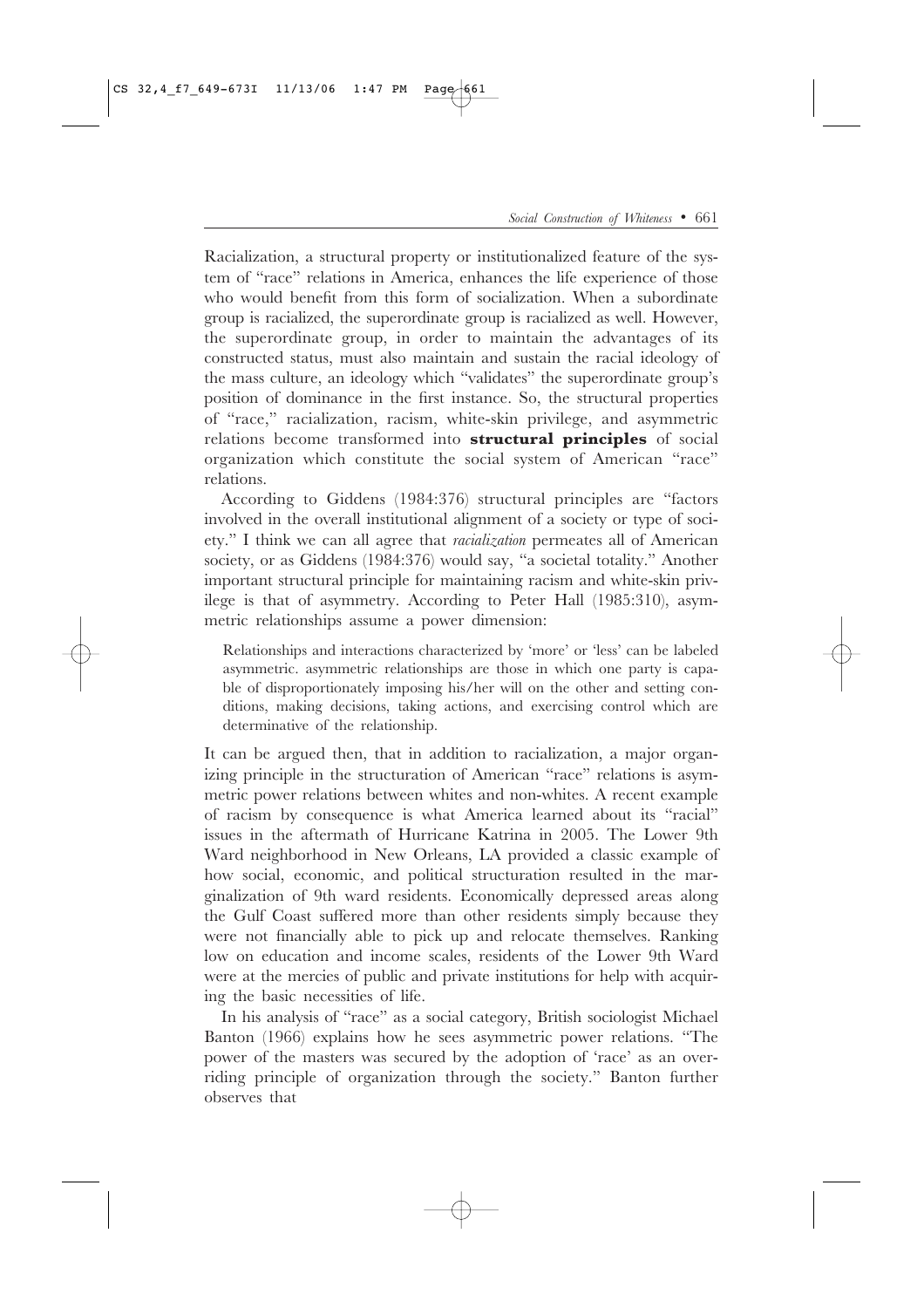Racialization, a structural property or institutionalized feature of the system of "race" relations in America, enhances the life experience of those who would benefit from this form of socialization. When a subordinate group is racialized, the superordinate group is racialized as well. However, the superordinate group, in order to maintain the advantages of its constructed status, must also maintain and sustain the racial ideology of the mass culture, an ideology which "validates" the superordinate group's position of dominance in the first instance. So, the structural properties of "race," racialization, racism, white-skin privilege, and asymmetric relations become transformed into **structural principles** of social organization which constitute the social system of American "race" relations.

According to Giddens (1984:376) structural principles are "factors involved in the overall institutional alignment of a society or type of society." I think we can all agree that *racialization* permeates all of American society, or as Giddens (1984:376) would say, "a societal totality." Another important structural principle for maintaining racism and white-skin privilege is that of asymmetry. According to Peter Hall (1985:310), asymmetric relationships assume a power dimension:

> Relationships and interactions characterized by 'more' or 'less' can be labeled asymmetric. asymmetric relationships are those in which one party is capable of disproportionately imposing his/her will on the other and setting conditions, making decisions, taking actions, and exercising control which are determinative of the relationship.

It can be argued then, that in addition to racialization, a major organizing principle in the structuration of American "race" relations is asymmetric power relations between whites and non-whites. A recent example of racism by consequence is what America learned about its "racial" issues in the aftermath of Hurricane Katrina in 2005. The Lower 9th Ward neighborhood in New Orleans, LA provided a classic example of how social, economic, and political structuration resulted in the marginalization of 9th ward residents. Economically depressed areas along the Gulf Coast suffered more than other residents simply because they were not financially able to pick up and relocate themselves. Ranking low on education and income scales, residents of the Lower 9th Ward were at the mercies of public and private institutions for help with acquiring the basic necessities of life.

In his analysis of "race" as a social category, British sociologist Michael Banton (1966) explains how he sees asymmetric power relations. "The power of the masters was secured by the adoption of 'race' as an overriding principle of organization through the society." Banton further observes that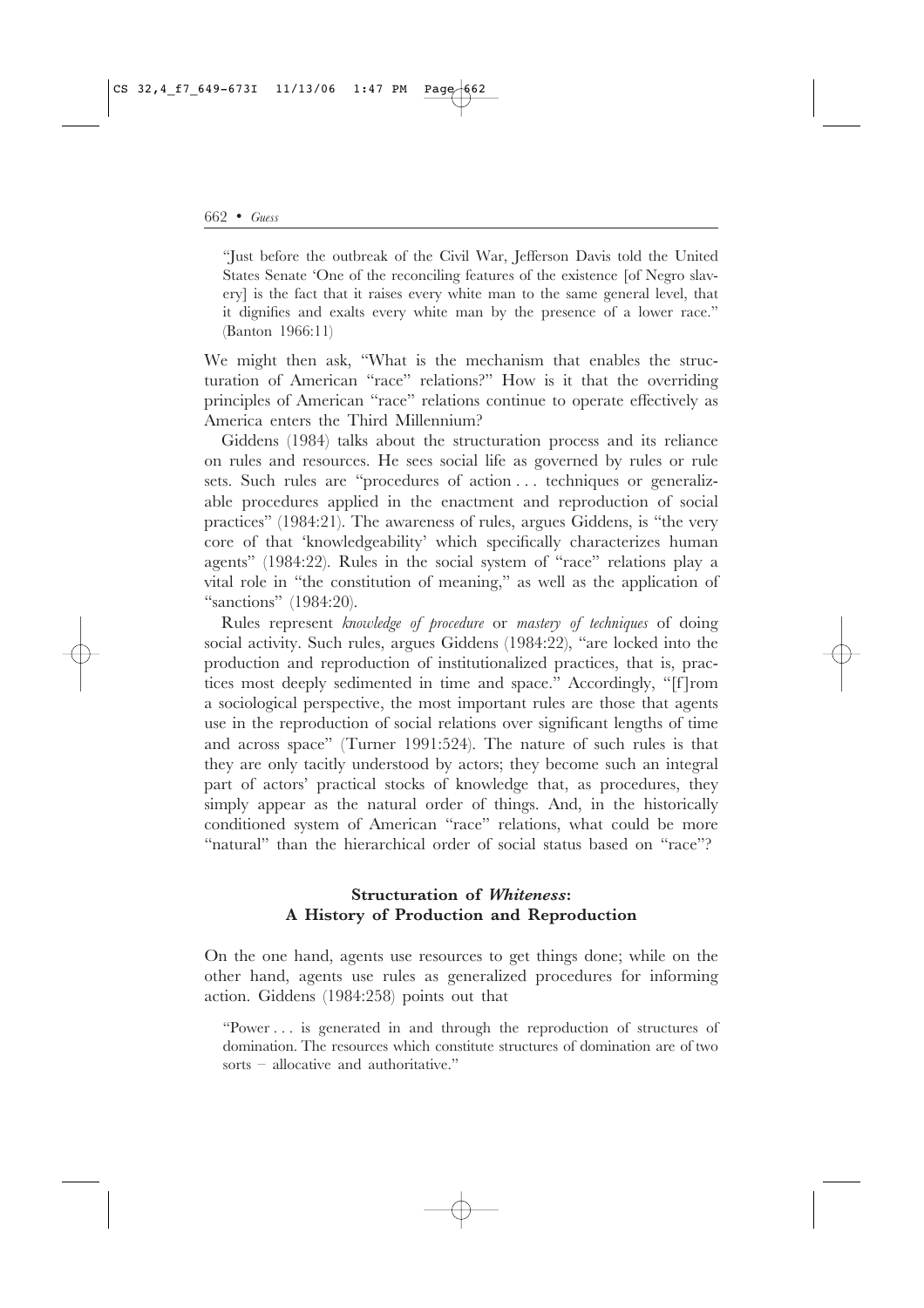> "Just before the outbreak of the Civil War, Jefferson Davis told the United States Senate 'One of the reconciling features of the existence [of Negro slavery] is the fact that it raises every white man to the same general level, that it dignifies and exalts every white man by the presence of a lower race." (Banton 1966:11)

We might then ask, "What is the mechanism that enables the structuration of American "race" relations?" How is it that the overriding principles of American "race" relations continue to operate effectively as America enters the Third Millennium?

Giddens (1984) talks about the structuration process and its reliance on rules and resources. He sees social life as governed by rules or rule sets. Such rules are "procedures of action . . . techniques or generalizable procedures applied in the enactment and reproduction of social practices" (1984:21). The awareness of rules, argues Giddens, is "the very core of that 'knowledgeability' which specifically characterizes human agents" (1984:22). Rules in the social system of "race" relations play a vital role in "the constitution of meaning," as well as the application of "sanctions" (1984:20).

Rules represent *knowledge of procedure* or *mastery of techniques* of doing social activity. Such rules, argues Giddens (1984:22), "are locked into the production and reproduction of institutionalized practices, that is, practices most deeply sedimented in time and space." Accordingly, "[f]rom a sociological perspective, the most important rules are those that agents use in the reproduction of social relations over significant lengths of time and across space" (Turner 1991:524). The nature of such rules is that they are only tacitly understood by actors; they become such an integral part of actors' practical stocks of knowledge that, as procedures, they simply appear as the natural order of things. And, in the historically conditioned system of American "race" relations, what could be more "natural" than the hierarchical order of social status based on "race"?

## Structuration of *Whiteness*: A History of Production and Reproduction

On the one hand, agents use resources to get things done; while on the other hand, agents use rules as generalized procedures for informing action. Giddens (1984:258) points out that

> "Power . . . is generated in and through the reproduction of structures of domination. The resources which constitute structures of domination are of two sorts – allocative and authoritative."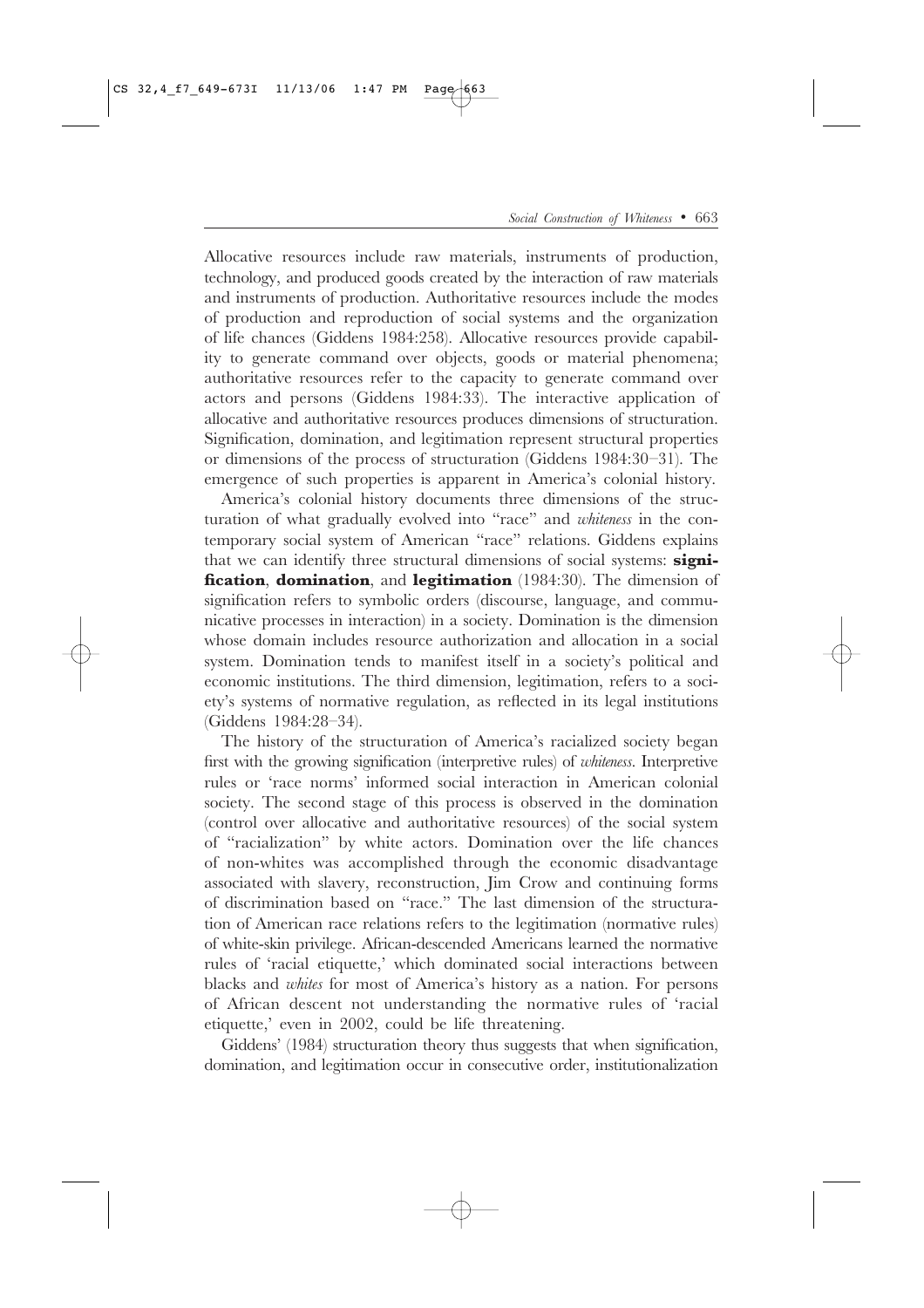Allocative resources include raw materials, instruments of production, technology, and produced goods created by the interaction of raw materials and instruments of production. Authoritative resources include the modes of production and reproduction of social systems and the organization of life chances (Giddens 1984:258). Allocative resources provide capability to generate command over objects, goods or material phenomena; authoritative resources refer to the capacity to generate command over actors and persons (Giddens 1984:33). The interactive application of allocative and authoritative resources produces dimensions of structuration. Signification, domination, and legitimation represent structural properties or dimensions of the process of structuration (Giddens 1984:30–31). The emergence of such properties is apparent in America's colonial history.

America's colonial history documents three dimensions of the structuration of what gradually evolved into "race" and *whiteness* in the contemporary social system of American "race" relations. Giddens explains that we can identify three structural dimensions of social systems: **signification**, **domination**, and **legitimation** (1984:30). The dimension of signification refers to symbolic orders (discourse, language, and communicative processes in interaction) in a society. Domination is the dimension whose domain includes resource authorization and allocation in a social system. Domination tends to manifest itself in a society's political and economic institutions. The third dimension, legitimation, refers to a society's systems of normative regulation, as reflected in its legal institutions (Giddens 1984:28–34).

The history of the structuration of America's racialized society began first with the growing signification (interpretive rules) of *whiteness*. Interpretive rules or 'race norms' informed social interaction in American colonial society. The second stage of this process is observed in the domination (control over allocative and authoritative resources) of the social system of "racialization" by white actors. Domination over the life chances of non-whites was accomplished through the economic disadvantage associated with slavery, reconstruction, Jim Crow and continuing forms of discrimination based on "race." The last dimension of the structuration of American race relations refers to the legitimation (normative rules) of white-skin privilege. African-descended Americans learned the normative rules of 'racial etiquette,' which dominated social interactions between blacks and *whites* for most of America's history as a nation. For persons of African descent not understanding the normative rules of 'racial etiquette,' even in 2002, could be life threatening.

Giddens' (1984) structuration theory thus suggests that when signification, domination, and legitimation occur in consecutive order, institutionalization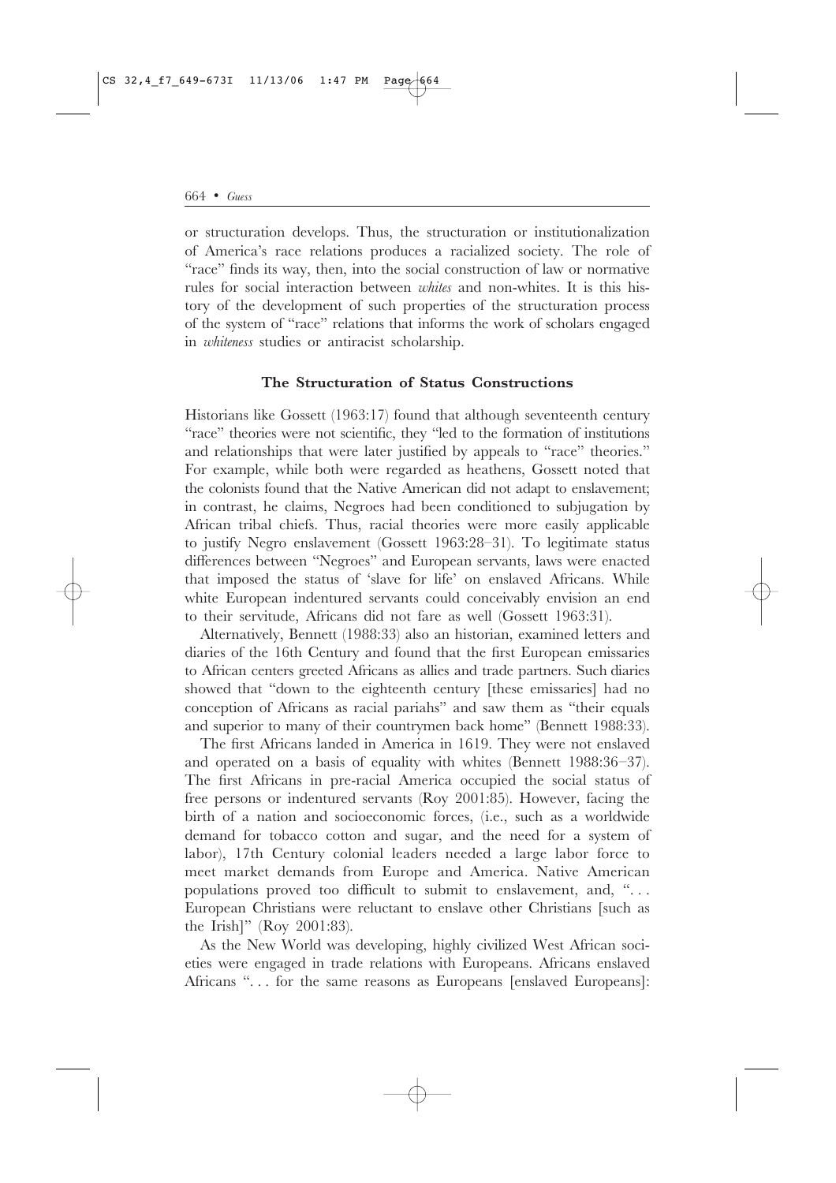or structuration develops. Thus, the structuration or institutionalization of America's race relations produces a racialized society. The role of "race" finds its way, then, into the social construction of law or normative rules for social interaction between *whites* and non-whites. It is this history of the development of such properties of the structuration process of the system of "race" relations that informs the work of scholars engaged in *whiteness* studies or antiracist scholarship.

### The Structuration of Status Constructions

Historians like Gossett (1963:17) found that although seventeenth century "race" theories were not scientific, they "led to the formation of institutions and relationships that were later justified by appeals to "race" theories." For example, while both were regarded as heathens, Gossett noted that the colonists found that the Native American did not adapt to enslavement; in contrast, he claims, Negroes had been conditioned to subjugation by African tribal chiefs. Thus, racial theories were more easily applicable to justify Negro enslavement (Gossett 1963:28–31). To legitimate status differences between "Negroes" and European servants, laws were enacted that imposed the status of 'slave for life' on enslaved Africans. While white European indentured servants could conceivably envision an end to their servitude, Africans did not fare as well (Gossett 1963:31).

Alternatively, Bennett (1988:33) also an historian, examined letters and diaries of the 16th Century and found that the first European emissaries to African centers greeted Africans as allies and trade partners. Such diaries showed that "down to the eighteenth century [these emissaries] had no conception of Africans as racial pariahs" and saw them as "their equals and superior to many of their countrymen back home" (Bennett 1988:33).

The first Africans landed in America in 1619. They were not enslaved and operated on a basis of equality with whites (Bennett 1988:36–37). The first Africans in pre-racial America occupied the social status of free persons or indentured servants (Roy 2001:85). However, facing the birth of a nation and socioeconomic forces, (i.e., such as a worldwide demand for tobacco cotton and sugar, and the need for a system of labor), 17th Century colonial leaders needed a large labor force to meet market demands from Europe and America. Native American populations proved too difficult to submit to enslavement, and, ". . . European Christians were reluctant to enslave other Christians [such as the Irish]" (Roy 2001:83).

As the New World was developing, highly civilized West African societies were engaged in trade relations with Europeans. Africans enslaved Africans ". . . for the same reasons as Europeans [enslaved Europeans]: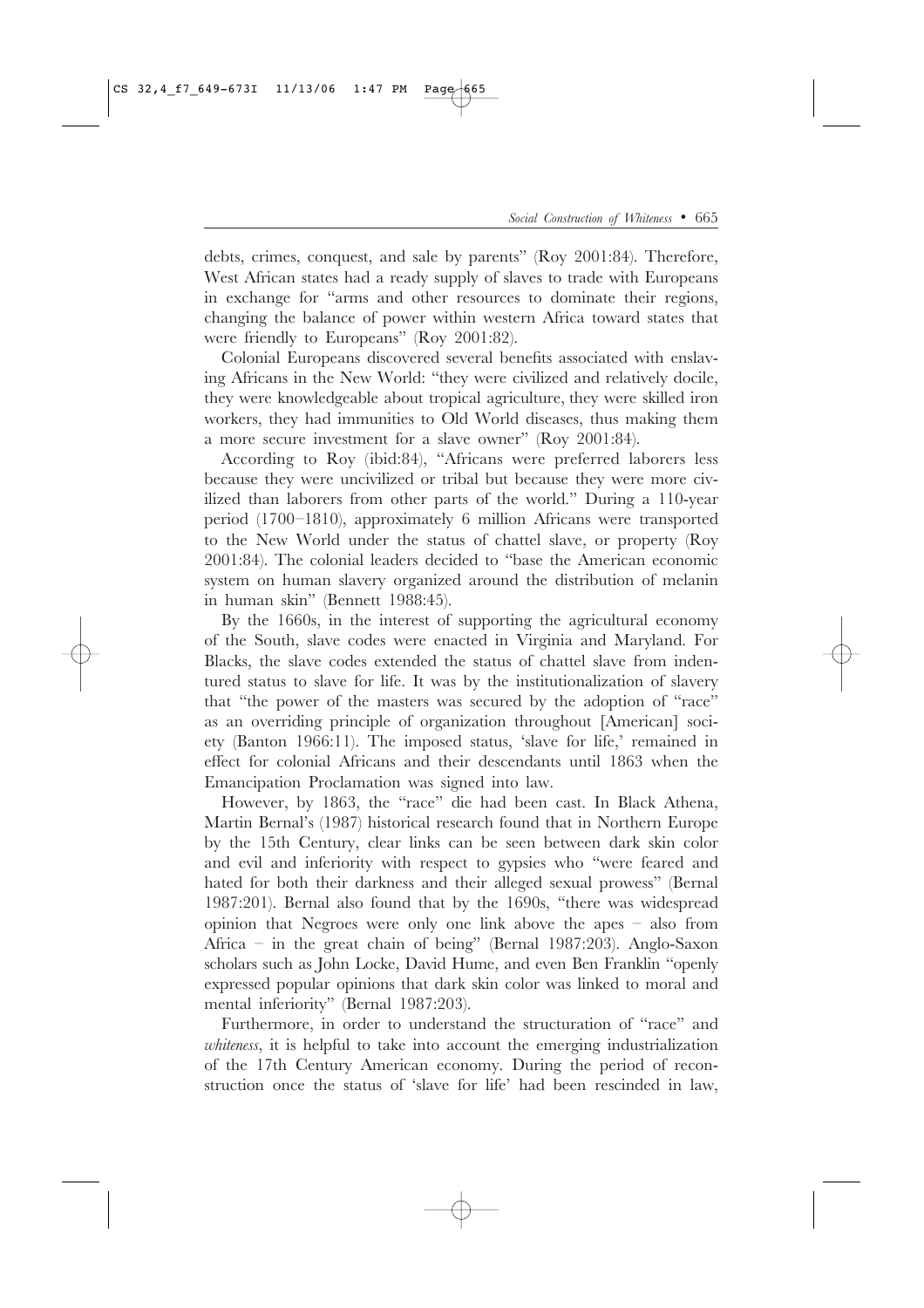debts, crimes, conquest, and sale by parents" (Roy 2001:84). Therefore, West African states had a ready supply of slaves to trade with Europeans in exchange for "arms and other resources to dominate their regions, changing the balance of power within western Africa toward states that were friendly to Europeans" (Roy 2001:82).

Colonial Europeans discovered several benefits associated with enslaving Africans in the New World: "they were civilized and relatively docile, they were knowledgeable about tropical agriculture, they were skilled iron workers, they had immunities to Old World diseases, thus making them a more secure investment for a slave owner" (Roy 2001:84).

According to Roy (ibid:84), "Africans were preferred laborers less because they were uncivilized or tribal but because they were more civilized than laborers from other parts of the world." During a 110-year period (1700–1810), approximately 6 million Africans were transported to the New World under the status of chattel slave, or property (Roy 2001:84). The colonial leaders decided to "base the American economic system on human slavery organized around the distribution of melanin in human skin" (Bennett 1988:45).

By the 1660s, in the interest of supporting the agricultural economy of the South, slave codes were enacted in Virginia and Maryland. For Blacks, the slave codes extended the status of chattel slave from indentured status to slave for life. It was by the institutionalization of slavery that "the power of the masters was secured by the adoption of "race" as an overriding principle of organization throughout [American] society (Banton 1966:11). The imposed status, 'slave for life,' remained in effect for colonial Africans and their descendants until 1863 when the Emancipation Proclamation was signed into law.

However, by 1863, the "race" die had been cast. In Black Athena, Martin Bernal's (1987) historical research found that in Northern Europe by the 15th Century, clear links can be seen between dark skin color and evil and inferiority with respect to gypsies who "were feared and hated for both their darkness and their alleged sexual prowess" (Bernal 1987:201). Bernal also found that by the 1690s, "there was widespread opinion that Negroes were only one link above the apes – also from Africa – in the great chain of being" (Bernal 1987:203). Anglo-Saxon scholars such as John Locke, David Hume, and even Ben Franklin "openly expressed popular opinions that dark skin color was linked to moral and mental inferiority" (Bernal 1987:203).

Furthermore, in order to understand the structuration of "race" and *whiteness*, it is helpful to take into account the emerging industrialization of the 17th Century American economy. During the period of reconstruction once the status of 'slave for life' had been rescinded in law,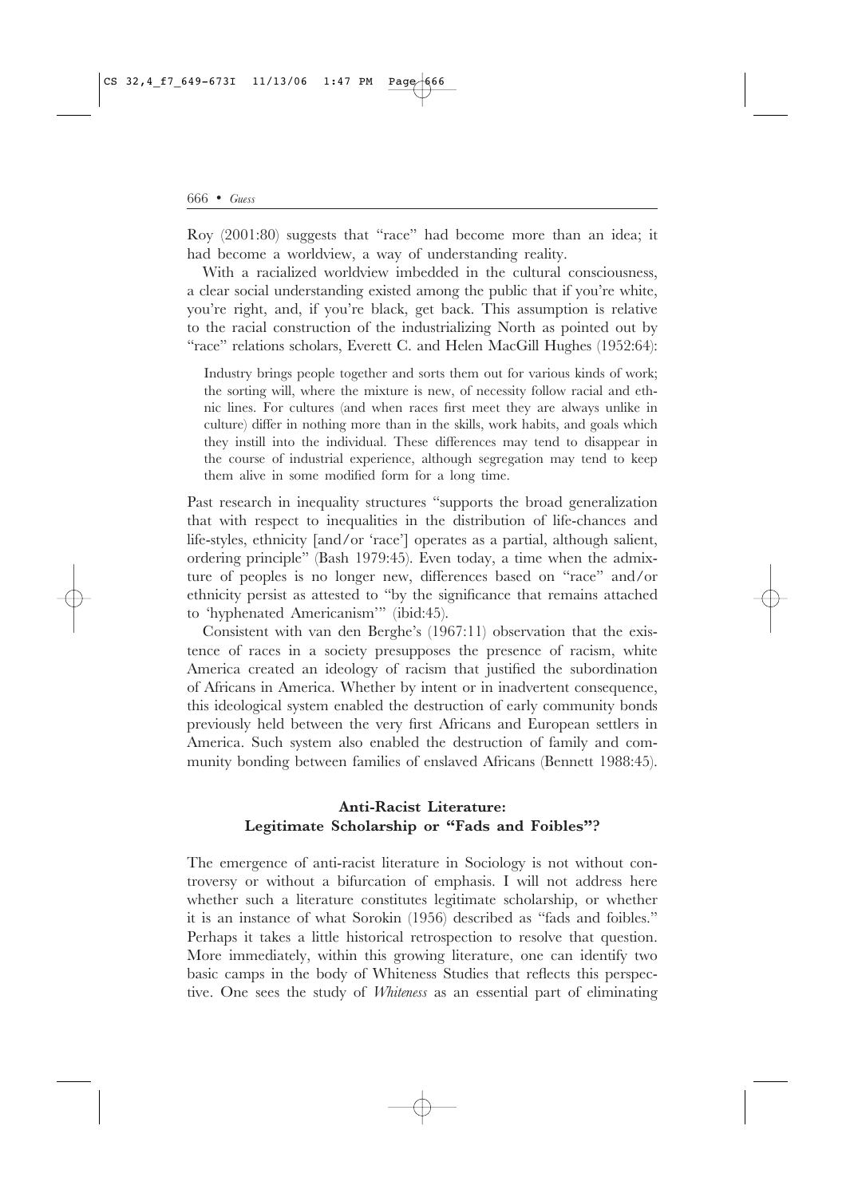Roy (2001:80) suggests that "race" had become more than an idea; it had become a worldview, a way of understanding reality.

With a racialized worldview imbedded in the cultural consciousness, a clear social understanding existed among the public that if you're white, you're right, and, if you're black, get back. This assumption is relative to the racial construction of the industrializing North as pointed out by "race" relations scholars, Everett C. and Helen MacGill Hughes (1952:64):

> Industry brings people together and sorts them out for various kinds of work; the sorting will, where the mixture is new, of necessity follow racial and ethnic lines. For cultures (and when races first meet they are always unlike in culture) differ in nothing more than in the skills, work habits, and goals which they instill into the individual. These differences may tend to disappear in the course of industrial experience, although segregation may tend to keep them alive in some modified form for a long time.

Past research in inequality structures "supports the broad generalization that with respect to inequalities in the distribution of life-chances and life-styles, ethnicity [and/or 'race'] operates as a partial, although salient, ordering principle" (Bash 1979:45). Even today, a time when the admixture of peoples is no longer new, differences based on "race" and/or ethnicity persist as attested to "by the significance that remains attached to 'hyphenated Americanism'" (ibid:45).

Consistent with van den Berghe's (1967:11) observation that the existence of races in a society presupposes the presence of racism, white America created an ideology of racism that justified the subordination of Africans in America. Whether by intent or in inadvertent consequence, this ideological system enabled the destruction of early community bonds previously held between the very first Africans and European settlers in America. Such system also enabled the destruction of family and community bonding between families of enslaved Africans (Bennett 1988:45).

## Anti-Racist Literature: Legitimate Scholarship or "Fads and Foibles"?

The emergence of anti-racist literature in Sociology is not without controversy or without a bifurcation of emphasis. I will not address here whether such a literature constitutes legitimate scholarship, or whether it is an instance of what Sorokin (1956) described as "fads and foibles." Perhaps it takes a little historical retrospection to resolve that question. More immediately, within this growing literature, one can identify two basic camps in the body of Whiteness Studies that reflects this perspective. One sees the study of *Whiteness* as an essential part of eliminating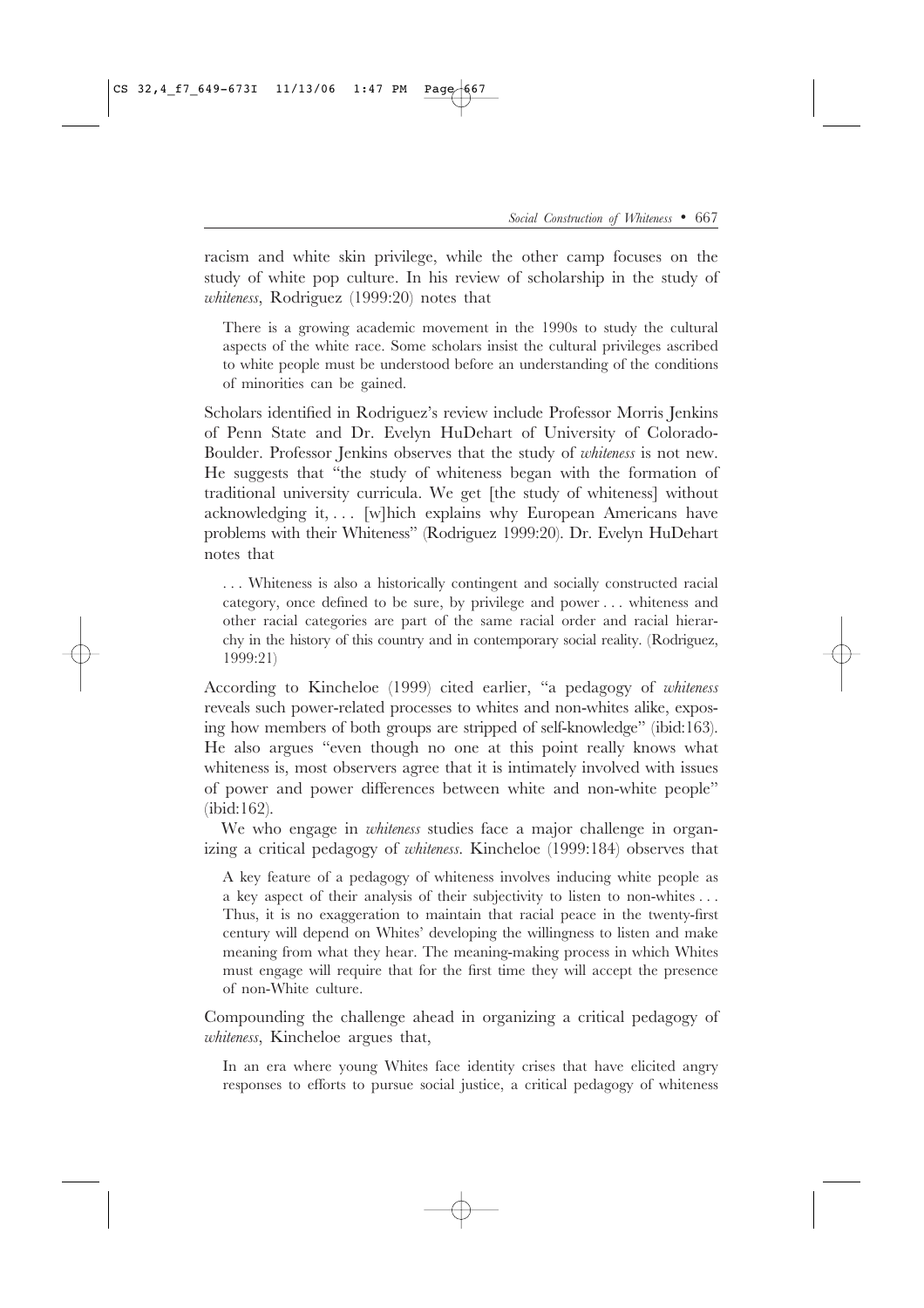racism and white skin privilege, while the other camp focuses on the study of white pop culture. In his review of scholarship in the study of *whiteness*, Rodriguez (1999:20) notes that

> There is a growing academic movement in the 1990s to study the cultural aspects of the white race. Some scholars insist the cultural privileges ascribed to white people must be understood before an understanding of the conditions of minorities can be gained.

Scholars identified in Rodriguez's review include Professor Morris Jenkins of Penn State and Dr. Evelyn HuDehart of University of Colorado-Boulder. Professor Jenkins observes that the study of *whiteness* is not new. He suggests that "the study of whiteness began with the formation of traditional university curricula. We get [the study of whiteness] without acknowledging it, . . . [w]hich explains why European Americans have problems with their Whiteness" (Rodriguez 1999:20). Dr. Evelyn HuDehart notes that

> . . . Whiteness is also a historically contingent and socially constructed racial category, once defined to be sure, by privilege and power . . . whiteness and other racial categories are part of the same racial order and racial hierarchy in the history of this country and in contemporary social reality. (Rodriguez, 1999:21)

According to Kincheloe (1999) cited earlier, "a pedagogy of *whiteness* reveals such power-related processes to whites and non-whites alike, exposing how members of both groups are stripped of self-knowledge" (ibid:163). He also argues "even though no one at this point really knows what whiteness is, most observers agree that it is intimately involved with issues of power and power differences between white and non-white people" (ibid:162).

We who engage in *whiteness* studies face a major challenge in organizing a critical pedagogy of *whiteness*. Kincheloe (1999:184) observes that

> A key feature of a pedagogy of whiteness involves inducing white people as a key aspect of their analysis of their subjectivity to listen to non-whites . . . Thus, it is no exaggeration to maintain that racial peace in the twenty-first century will depend on Whites' developing the willingness to listen and make meaning from what they hear. The meaning-making process in which Whites must engage will require that for the first time they will accept the presence of non-White culture.

Compounding the challenge ahead in organizing a critical pedagogy of *whiteness*, Kincheloe argues that,

> In an era where young Whites face identity crises that have elicited angry responses to efforts to pursue social justice, a critical pedagogy of whiteness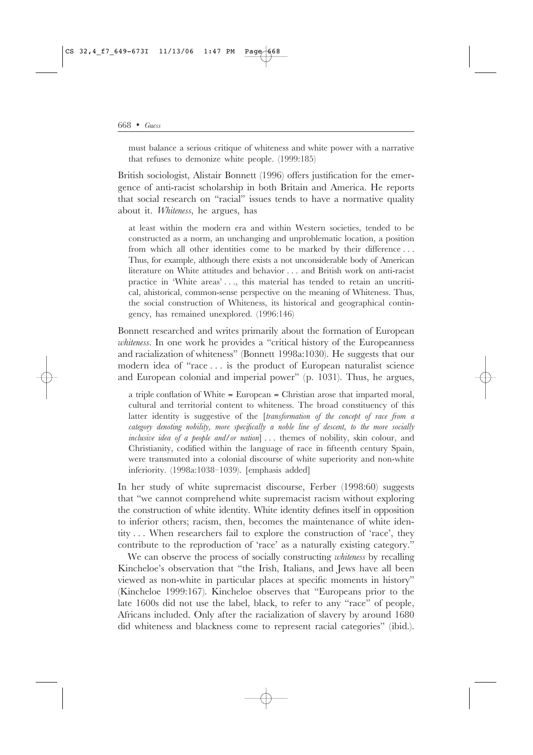> must balance a serious critique of whiteness and white power with a narrative that refuses to demonize white people. (1999:185)

British sociologist, Alistair Bonnett (1996) offers justification for the emergence of anti-racist scholarship in both Britain and America. He reports that social research on "racial" issues tends to have a normative quality about it. *Whiteness*, he argues, has

> at least within the modern era and within Western societies, tended to be constructed as a norm, an unchanging and unproblematic location, a position from which all other identities come to be marked by their difference . . . Thus, for example, although there exists a not unconsiderable body of American literature on White attitudes and behavior . . . and British work on anti-racist practice in 'White areas' . . ., this material has tended to retain an uncritical, ahistorical, common-sense perspective on the meaning of Whiteness. Thus, the social construction of Whiteness, its historical and geographical contingency, has remained unexplored. (1996:146)

Bonnett researched and writes primarily about the formation of European *whiteness*. In one work he provides a "critical history of the Europeanness and racialization of whiteness" (Bonnett 1998a:1030). He suggests that our modern idea of "race . . . is the product of European naturalist science and European colonial and imperial power" (p. 1031). Thus, he argues,

> a triple conflation of White = European = Christian arose that imparted moral, cultural and territorial content to whiteness. The broad constituency of this latter identity is suggestive of the [*transformation of the concept of race from a category denoting nobility, more specifically a noble line of descent, to the more socially inclusive idea of a people and/or nation*] . . . themes of nobility, skin colour, and Christianity, codified within the language of race in fifteenth century Spain, were transmuted into a colonial discourse of white superiority and non-white inferiority. (1998a:1038–1039). [emphasis added]

In her study of white supremacist discourse, Ferber (1998:60) suggests that "we cannot comprehend white supremacist racism without exploring the construction of white identity. White identity defines itself in opposition to inferior others; racism, then, becomes the maintenance of white identity . . . When researchers fail to explore the construction of 'race', they contribute to the reproduction of 'race' as a naturally existing category."

We can observe the process of socially constructing *whiteness* by recalling Kincheloe's observation that "the Irish, Italians, and Jews have all been viewed as non-white in particular places at specific moments in history" (Kincheloe 1999:167). Kincheloe observes that "Europeans prior to the late 1600s did not use the label, black, to refer to any "race" of people, Africans included. Only after the racialization of slavery by around 1680 did whiteness and blackness come to represent racial categories" (ibid.).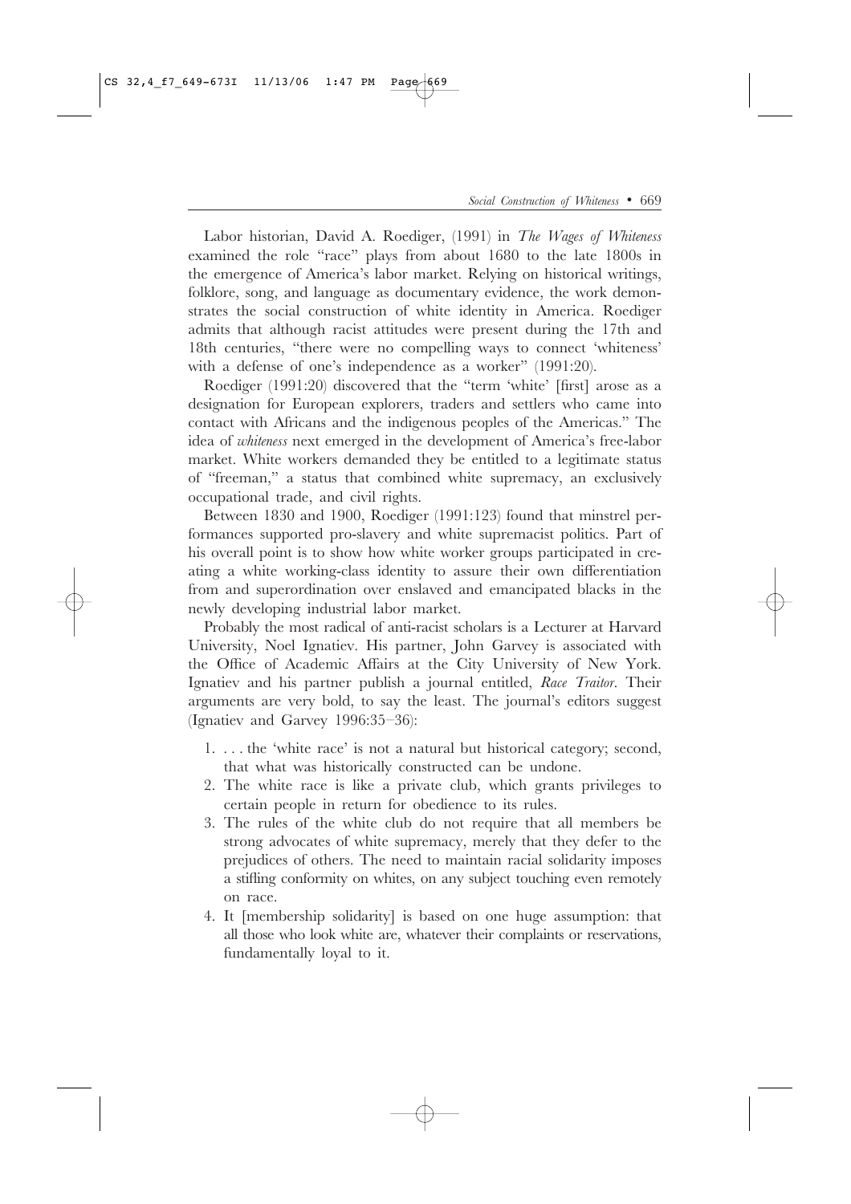Labor historian, David A. Roediger, (1991) in *The Wages of Whiteness* examined the role "race" plays from about 1680 to the late 1800s in the emergence of America's labor market. Relying on historical writings, folklore, song, and language as documentary evidence, the work demonstrates the social construction of white identity in America. Roediger admits that although racist attitudes were present during the 17th and 18th centuries, "there were no compelling ways to connect 'whiteness' with a defense of one's independence as a worker" (1991:20).

Roediger (1991:20) discovered that the "term 'white' [first] arose as a designation for European explorers, traders and settlers who came into contact with Africans and the indigenous peoples of the Americas." The idea of *whiteness* next emerged in the development of America's free-labor market. White workers demanded they be entitled to a legitimate status of "freeman," a status that combined white supremacy, an exclusively occupational trade, and civil rights.

Between 1830 and 1900, Roediger (1991:123) found that minstrel performances supported pro-slavery and white supremacist politics. Part of his overall point is to show how white worker groups participated in creating a white working-class identity to assure their own differentiation from and superordination over enslaved and emancipated blacks in the newly developing industrial labor market.

Probably the most radical of anti-racist scholars is a Lecturer at Harvard University, Noel Ignatiev. His partner, John Garvey is associated with the Office of Academic Affairs at the City University of New York. Ignatiev and his partner publish a journal entitled, *Race Traitor*. Their arguments are very bold, to say the least. The journal's editors suggest (Ignatiev and Garvey 1996:35–36):

1. . . . the 'white race' is not a natural but historical category; second, that what was historically constructed can be undone.
2. The white race is like a private club, which grants privileges to certain people in return for obedience to its rules.
3. The rules of the white club do not require that all members be strong advocates of white supremacy, merely that they defer to the prejudices of others. The need to maintain racial solidarity imposes a stifling conformity on whites, on any subject touching even remotely on race.
4. It [membership solidarity] is based on one huge assumption: that all those who look white are, whatever their complaints or reservations, fundamentally loyal to it.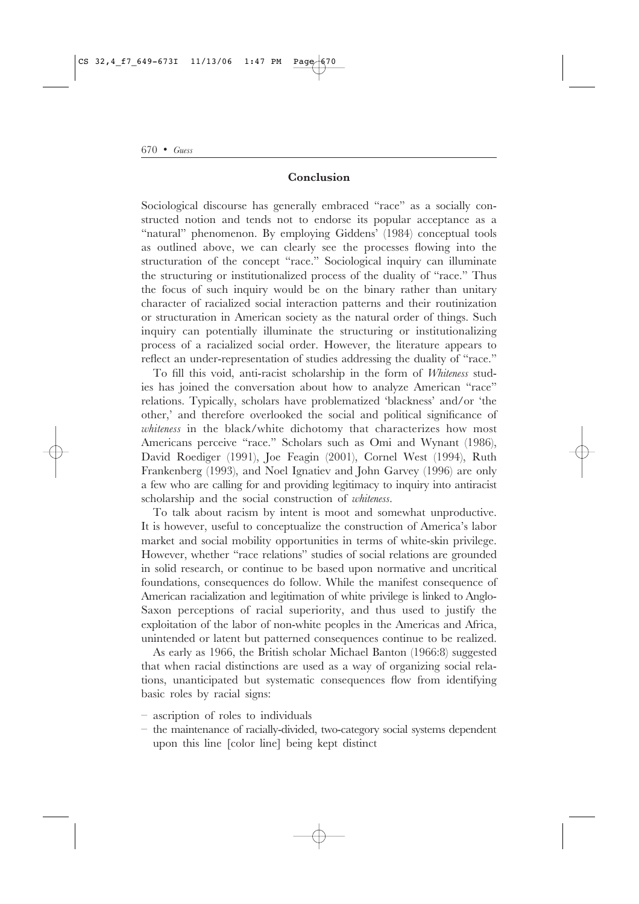## Conclusion

Sociological discourse has generally embraced "race" as a socially constructed notion and tends not to endorse its popular acceptance as a "natural" phenomenon. By employing Giddens' (1984) conceptual tools as outlined above, we can clearly see the processes flowing into the structuration of the concept "race." Sociological inquiry can illuminate the structuring or institutionalized process of the duality of "race." Thus the focus of such inquiry would be on the binary rather than unitary character of racialized social interaction patterns and their routinization or structuration in American society as the natural order of things. Such inquiry can potentially illuminate the structuring or institutionalizing process of a racialized social order. However, the literature appears to reflect an under-representation of studies addressing the duality of "race."

To fill this void, anti-racist scholarship in the form of *Whiteness* studies has joined the conversation about how to analyze American "race" relations. Typically, scholars have problematized 'blackness' and/or 'the other,' and therefore overlooked the social and political significance of *whiteness* in the black/white dichotomy that characterizes how most Americans perceive "race." Scholars such as Omi and Wynant (1986), David Roediger (1991), Joe Feagin (2001), Cornel West (1994), Ruth Frankenberg (1993), and Noel Ignatiev and John Garvey (1996) are only a few who are calling for and providing legitimacy to inquiry into antiracist scholarship and the social construction of *whiteness*.

To talk about racism by intent is moot and somewhat unproductive. It is however, useful to conceptualize the construction of America's labor market and social mobility opportunities in terms of white-skin privilege. However, whether "race relations" studies of social relations are grounded in solid research, or continue to be based upon normative and uncritical foundations, consequences do follow. While the manifest consequence of American racialization and legitimation of white privilege is linked to Anglo-Saxon perceptions of racial superiority, and thus used to justify the exploitation of the labor of non-white peoples in the Americas and Africa, unintended or latent but patterned consequences continue to be realized.

As early as 1966, the British scholar Michael Banton (1966:8) suggested that when racial distinctions are used as a way of organizing social relations, unanticipated but systematic consequences flow from identifying basic roles by racial signs:

- ascription of roles to individuals
- the maintenance of racially-divided, two-category social systems dependent upon this line [color line] being kept distinct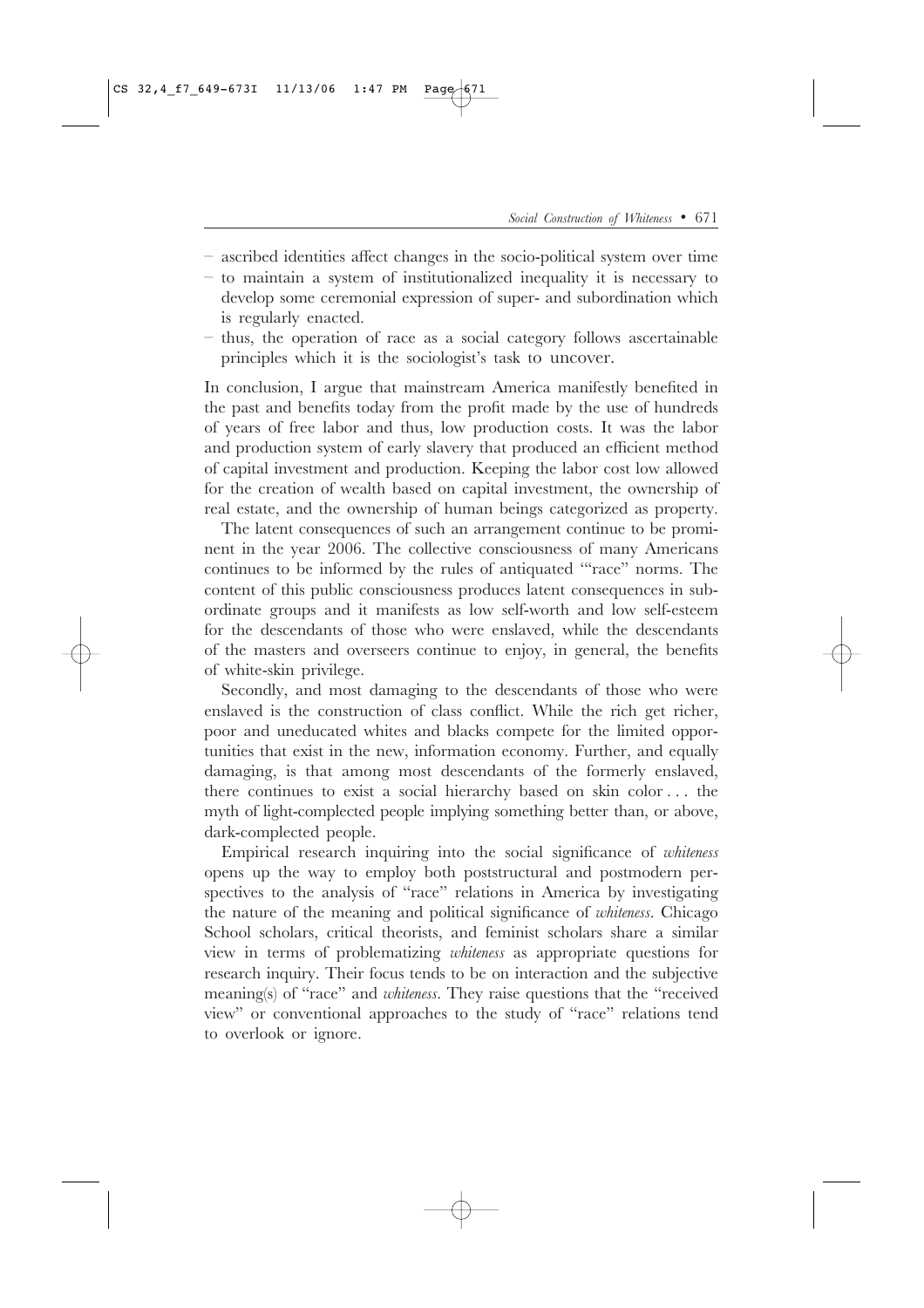- ascribed identities affect changes in the socio-political system over time
- to maintain a system of institutionalized inequality it is necessary to develop some ceremonial expression of super- and subordination which is regularly enacted.
- thus, the operation of race as a social category follows ascertainable principles which it is the sociologist's task to uncover.

In conclusion, I argue that mainstream America manifestly benefited in the past and benefits today from the profit made by the use of hundreds of years of free labor and thus, low production costs. It was the labor and production system of early slavery that produced an efficient method of capital investment and production. Keeping the labor cost low allowed for the creation of wealth based on capital investment, the ownership of real estate, and the ownership of human beings categorized as property.

The latent consequences of such an arrangement continue to be prominent in the year 2006. The collective consciousness of many Americans continues to be informed by the rules of antiquated '"race" norms. The content of this public consciousness produces latent consequences in subordinate groups and it manifests as low self-worth and low self-esteem for the descendants of those who were enslaved, while the descendants of the masters and overseers continue to enjoy, in general, the benefits of white-skin privilege.

Secondly, and most damaging to the descendants of those who were enslaved is the construction of class conflict. While the rich get richer, poor and uneducated whites and blacks compete for the limited opportunities that exist in the new, information economy. Further, and equally damaging, is that among most descendants of the formerly enslaved, there continues to exist a social hierarchy based on skin color . . . the myth of light-complected people implying something better than, or above, dark-complected people.

Empirical research inquiring into the social significance of *whiteness* opens up the way to employ both poststructural and postmodern perspectives to the analysis of "race" relations in America by investigating the nature of the meaning and political significance of *whiteness*. Chicago School scholars, critical theorists, and feminist scholars share a similar view in terms of problematizing *whiteness* as appropriate questions for research inquiry. Their focus tends to be on interaction and the subjective meaning(s) of "race" and *whiteness*. They raise questions that the "received view" or conventional approaches to the study of "race" relations tend to overlook or ignore.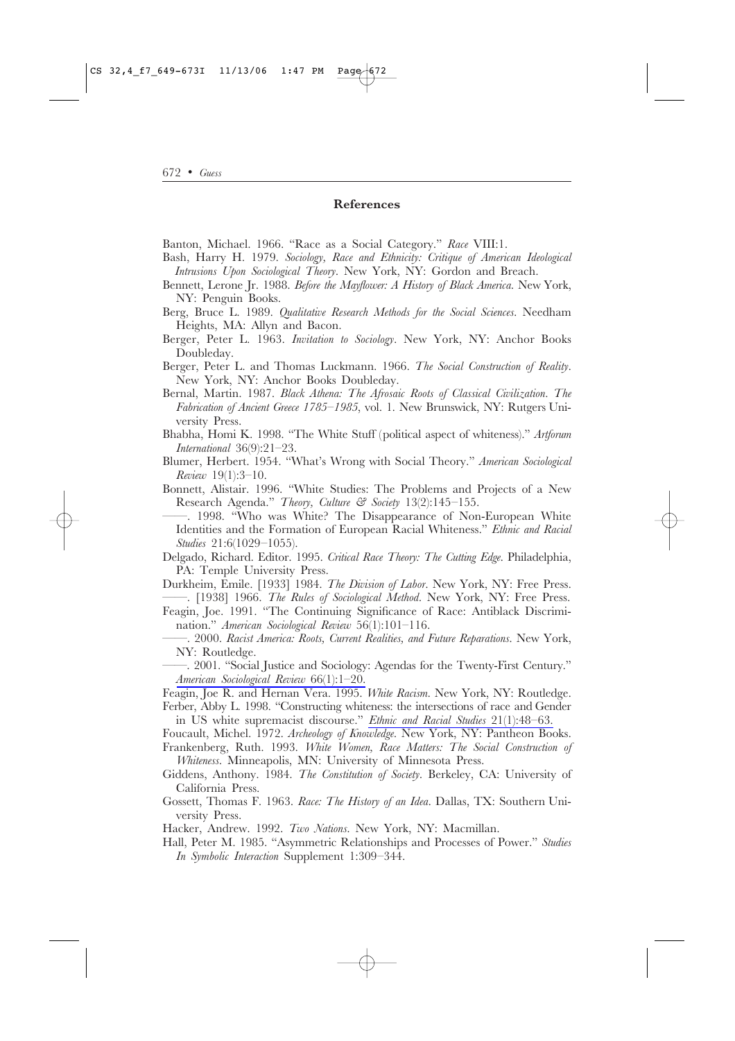## References

Banton, Michael. 1966. "Race as a Social Category." *Race* VIII:1.

Bash, Harry H. 1979. *Sociology, Race and Ethnicity: Critique of American Ideological Intrusions Upon Sociological Theory*. New York, NY: Gordon and Breach.

Bennett, Lerone Jr. 1988. *Before the Mayflower: A History of Black America*. New York, NY: Penguin Books.

Berg, Bruce L. 1989. *Qualitative Research Methods for the Social Sciences*. Needham Heights, MA: Allyn and Bacon.

Berger, Peter L. 1963. *Invitation to Sociology*. New York, NY: Anchor Books Doubleday.

Berger, Peter L. and Thomas Luckmann. 1966. *The Social Construction of Reality*. New York, NY: Anchor Books Doubleday.

Bernal, Martin. 1987. *Black Athena: The Afrosaic Roots of Classical Civilization. The Fabrication of Ancient Greece 1785–1985*, vol. 1. New Brunswick, NY: Rutgers University Press.

Bhabha, Homi K. 1998. "The White Stuff (political aspect of whiteness)." *Artforum International* 36(9):21–23.

Blumer, Herbert. 1954. "What's Wrong with Social Theory." *American Sociological Review* 19(1):3–10.

Bonnett, Alistair. 1996. "White Studies: The Problems and Projects of a New Research Agenda." *Theory, Culture & Society* 13(2):145–155.

——. 1998. "Who was White? The Disappearance of Non-European White Identities and the Formation of European Racial Whiteness." *Ethnic and Racial Studies* 21:6(1029–1055).

Delgado, Richard. Editor. 1995. *Critical Race Theory: The Cutting Edge*. Philadelphia, PA: Temple University Press.

Durkheim, Emile. [1933] 1984. *The Division of Labor*. New York, NY: Free Press.

——. [1938] 1966. *The Rules of Sociological Method*. New York, NY: Free Press.

Feagin, Joe. 1991. "The Continuing Significance of Race: Antiblack Discrimination." *American Sociological Review* 56(1):101–116.

——. 2000. *Racist America: Roots, Current Realities, and Future Reparations*. New York, NY: Routledge.

——. 2001. "Social Justice and Sociology: Agendas for the Twenty-First Century." *American Sociological Review* 66(1):1–20.

Feagin, Joe R. and Hernan Vera. 1995. *White Racism*. New York, NY: Routledge.

Ferber, Abby L. 1998. "Constructing whiteness: the intersections of race and Gender in US white supremacist discourse." *Ethnic and Racial Studies* 21(1):48–63.

Foucault, Michel. 1972. *Archeology of Knowledge*. New York, NY: Pantheon Books.

Frankenberg, Ruth. 1993. *White Women, Race Matters: The Social Construction of Whiteness*. Minneapolis, MN: University of Minnesota Press.

Giddens, Anthony. 1984. *The Constitution of Society*. Berkeley, CA: University of California Press.

Gossett, Thomas F. 1963. *Race: The History of an Idea*. Dallas, TX: Southern University Press.

Hacker, Andrew. 1992. *Two Nations*. New York, NY: Macmillan.

Hall, Peter M. 1985. "Asymmetric Relationships and Processes of Power." *Studies In Symbolic Interaction* Supplement 1:309–344.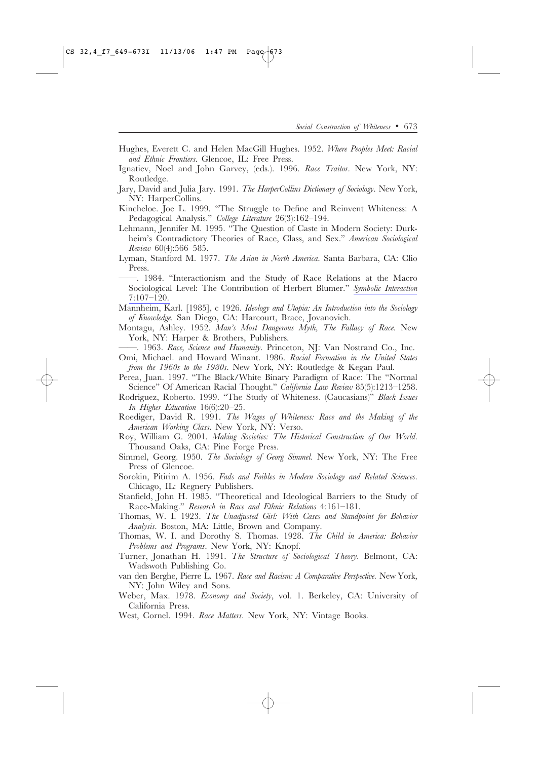Hughes, Everett C. and Helen MacGill Hughes. 1952. *Where Peoples Meet: Racial and Ethnic Frontiers*. Glencoe, IL: Free Press.

Ignatiev, Noel and John Garvey, (eds.). 1996. *Race Traitor*. New York, NY: Routledge.

Jary, David and Julia Jary. 1991. *The HarperCollins Dictionary of Sociology*. New York, NY: HarperCollins.

Kincheloe. Joe L. 1999. "The Struggle to Define and Reinvent Whiteness: A Pedagogical Analysis." *College Literature* 26(3):162–194.

Lehmann, Jennifer M. 1995. "The Question of Caste in Modern Society: Durkheim's Contradictory Theories of Race, Class, and Sex." *American Sociological Review* 60(4):566–585.

Lyman, Stanford M. 1977. *The Asian in North America*. Santa Barbara, CA: Clio Press.

——. 1984. "Interactionism and the Study of Race Relations at the Macro Sociological Level: The Contribution of Herbert Blumer." *Symbolic Interaction* 7:107–120.

Mannheim, Karl. [1985], c 1926. *Ideology and Utopia: An Introduction into the Sociology of Knowledge*. San Diego, CA: Harcourt, Brace, Jovanovich.

Montagu, Ashley. 1952. *Man's Most Dangerous Myth, The Fallacy of Race*. New York, NY: Harper & Brothers, Publishers.

——. 1963. *Race, Science and Humanity*. Princeton, NJ: Van Nostrand Co., Inc.

Omi, Michael. and Howard Winant. 1986. *Racial Formation in the United States from the 1960s to the 1980s*. New York, NY: Routledge & Kegan Paul.

Perea, Juan. 1997. "The Black/White Binary Paradigm of Race: The "Normal Science" Of American Racial Thought." *California Law Review* 85(5):1213–1258.

Rodriguez, Roberto. 1999. "The Study of Whiteness. (Caucasians)" *Black Issues In Higher Education* 16(6):20–25.

Roediger, David R. 1991. *The Wages of Whiteness: Race and the Making of the American Working Class*. New York, NY: Verso.

Roy, William G. 2001. *Making Societies: The Historical Construction of Our World*. Thousand Oaks, CA: Pine Forge Press.

Simmel, Georg. 1950. *The Sociology of Georg Simmel*. New York, NY: The Free Press of Glencoe.

Sorokin, Pitirim A. 1956. *Fads and Foibles in Modern Sociology and Related Sciences*. Chicago, IL: Regnery Publishers.

Stanfield, John H. 1985. "Theoretical and Ideological Barriers to the Study of Race-Making." *Research in Race and Ethnic Relations* 4:161–181.

Thomas, W. I. 1923. *The Unadjusted Girl: With Cases and Standpoint for Behavior Analysis*. Boston, MA: Little, Brown and Company.

Thomas, W. I. and Dorothy S. Thomas. 1928. *The Child in America: Behavior Problems and Programs*. New York, NY: Knopf.

Turner, Jonathan H. 1991. *The Structure of Sociological Theory*. Belmont, CA: Wadswoth Publishing Co.

van den Berghe, Pierre L. 1967. *Race and Racism: A Comparative Perspective*. New York, NY: John Wiley and Sons.

Weber, Max. 1978. *Economy and Society*, vol. 1. Berkeley, CA: University of California Press.

West, Cornel. 1994. *Race Matters*. New York, NY: Vintage Books.